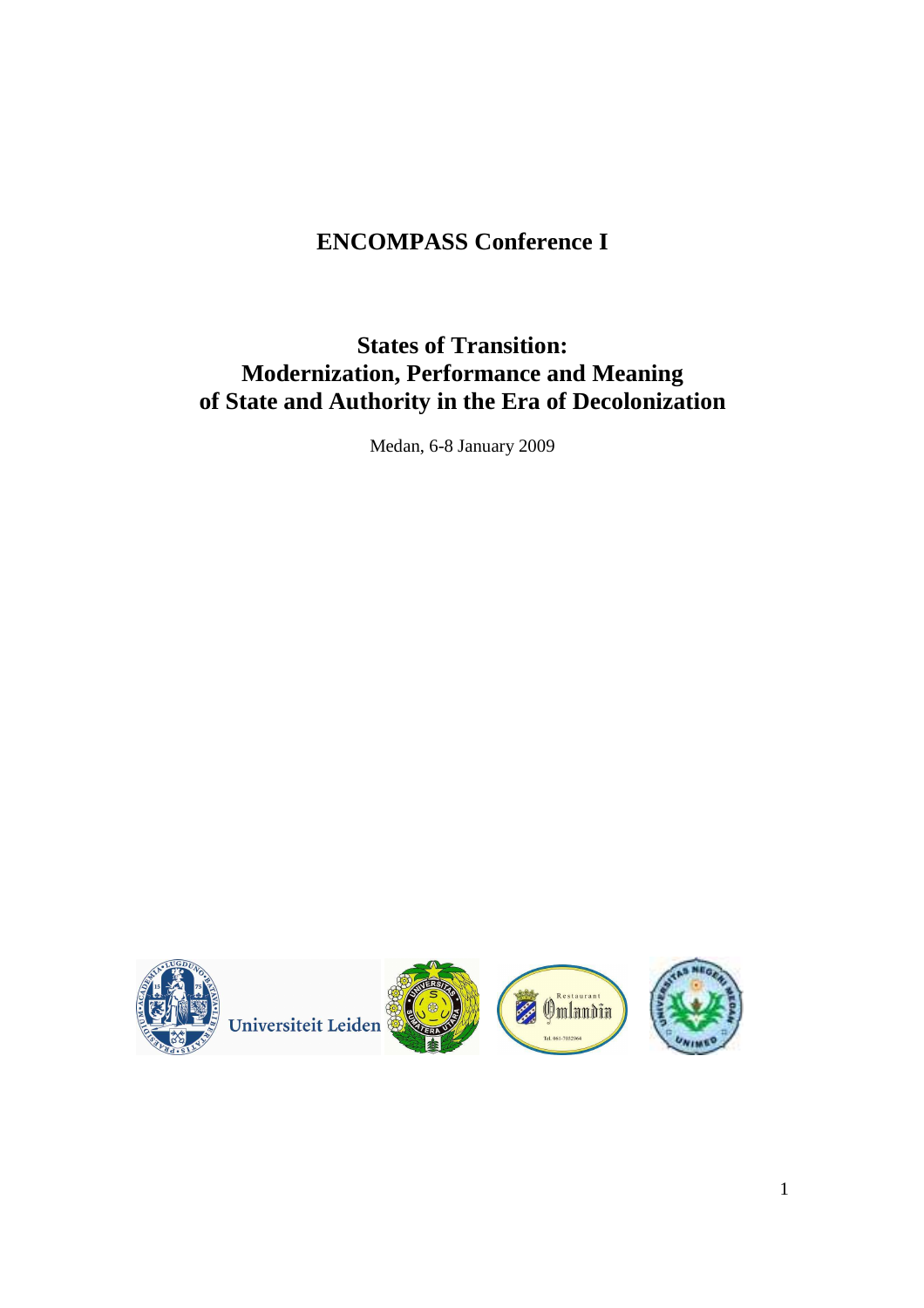# ENCOMPASS Conference I

## States of Transition: Modernization, Performance and Meaning of State and Authority in the Era of Decolonization

Medan, 6-8 January 2009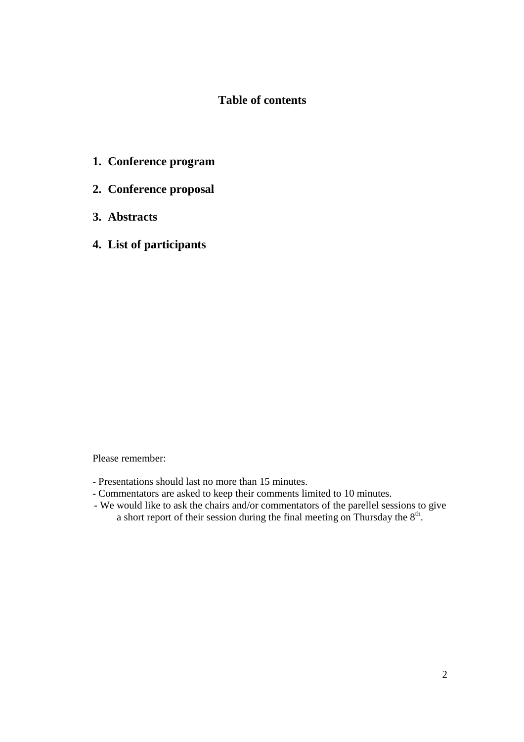# Table of contents

1. **Conference program**
2. **Conference proposal**
3. **Abstracts**
4. **List of participants**

Please remember:

- Presentations should last no more than 15 minutes.
- Commentators are asked to keep their comments limited to 10 minutes.
- We would like to ask the chairs and/or commentators of the parellel sessions to give a short report of their session during the final meeting on Thursday the 8th.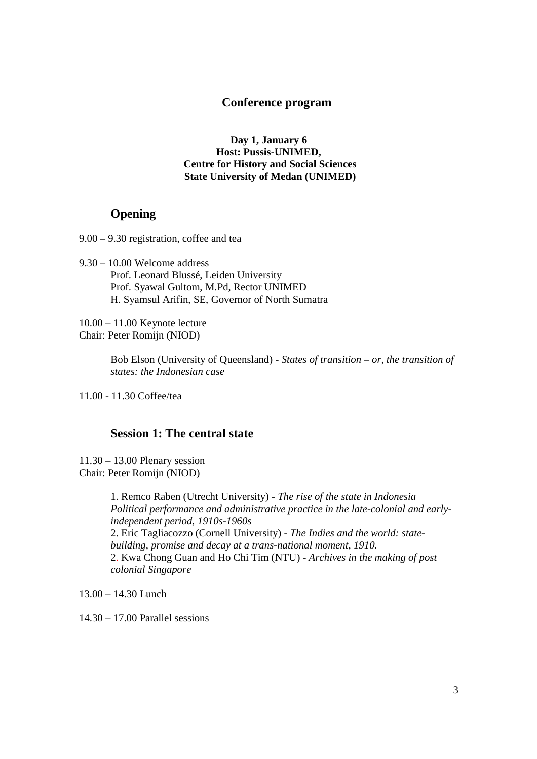# Conference program

**Day 1, January 6**
**Host: Pussis-UNIMED,**
**Centre for History and Social Sciences**
**State University of Medan (UNIMED)**

## Opening

9.00 – 9.30 registration, coffee and tea

9.30 – 10.00 Welcome address
Prof. Leonard Blussé, Leiden University
Prof. Syawal Gultom, M.Pd, Rector UNIMED
H. Syamsul Arifin, SE, Governor of North Sumatra

10.00 – 11.00 Keynote lecture
Chair: Peter Romijn (NIOD)

Bob Elson (University of Queensland) - *States of transition – or, the transition of states: the Indonesian case*

11.00 - 11.30 Coffee/tea

## Session 1: The central state

11.30 – 13.00 Plenary session
Chair: Peter Romijn (NIOD)

1. Remco Raben (Utrecht University) - *The rise of the state in Indonesia Political performance and administrative practice in the late-colonial and early-independent period, 1910s-1960s*
2. Eric Tagliacozzo (Cornell University) - *The Indies and the world: state-building, promise and decay at a trans-national moment, 1910.*
2. Kwa Chong Guan and Ho Chi Tim (NTU) - *Archives in the making of post colonial Singapore*

13.00 – 14.30 Lunch

14.30 – 17.00 Parallel sessions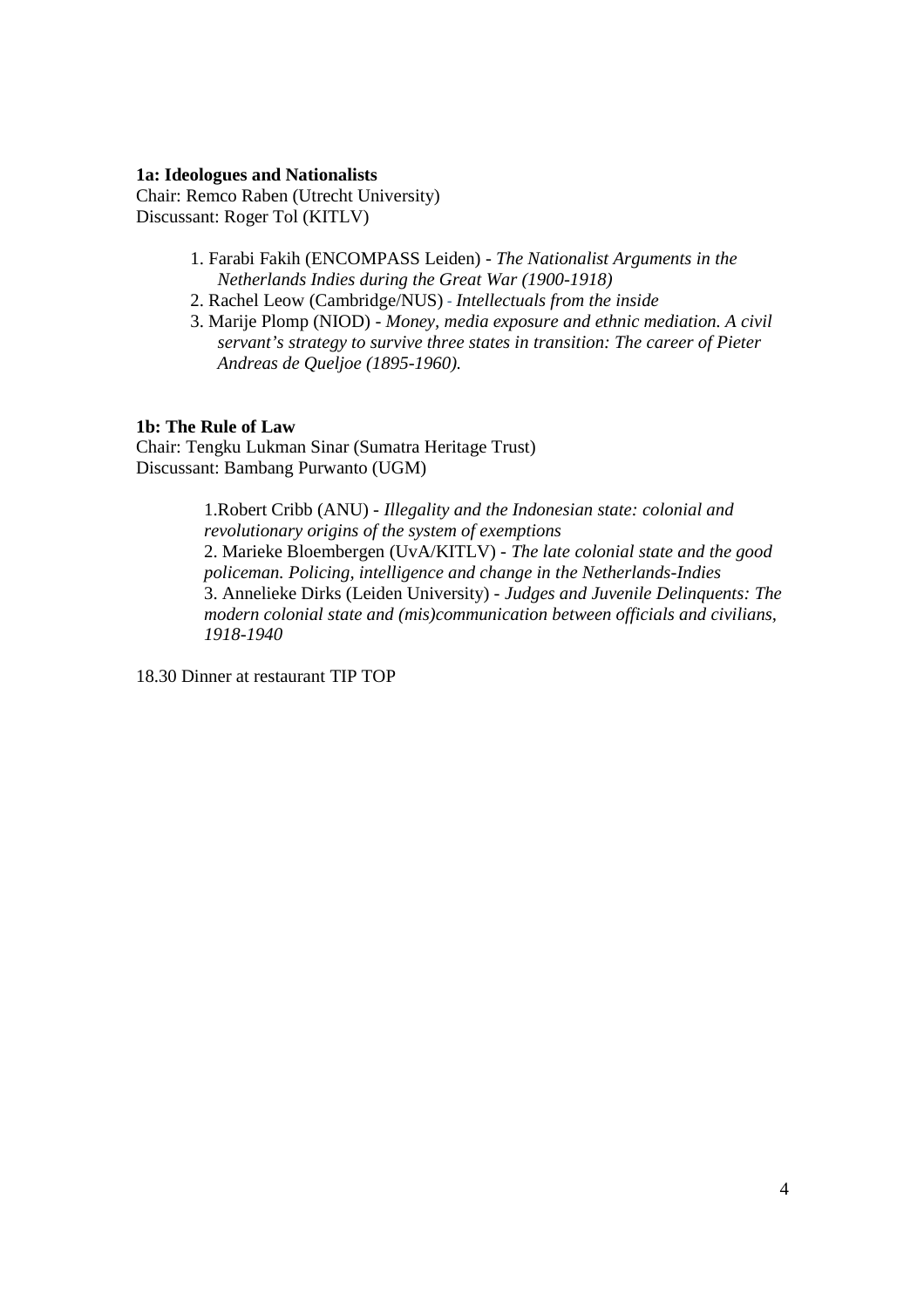**1a: Ideologues and Nationalists**
Chair: Remco Raben (Utrecht University)
Discussant: Roger Tol (KITLV)

1. Farabi Fakih (ENCOMPASS Leiden) - *The Nationalist Arguments in the Netherlands Indies during the Great War (1900-1918)*
2. Rachel Leow (Cambridge/NUS) - *Intellectuals from the inside*
3. Marije Plomp (NIOD) - *Money, media exposure and ethnic mediation. A civil servant's strategy to survive three states in transition: The career of Pieter Andreas de Queljoe (1895-1960).*

**1b: The Rule of Law**
Chair: Tengku Lukman Sinar (Sumatra Heritage Trust)
Discussant: Bambang Purwanto (UGM)

1. Robert Cribb (ANU) - *Illegality and the Indonesian state: colonial and revolutionary origins of the system of exemptions*
2. Marieke Bloembergen (UvA/KITLV) - *The late colonial state and the good policeman. Policing, intelligence and change in the Netherlands-Indies*
3. Annelieke Dirks (Leiden University) - *Judges and Juvenile Delinquents: The modern colonial state and (mis)communication between officials and civilians, 1918-1940*

18.30 Dinner at restaurant TIP TOP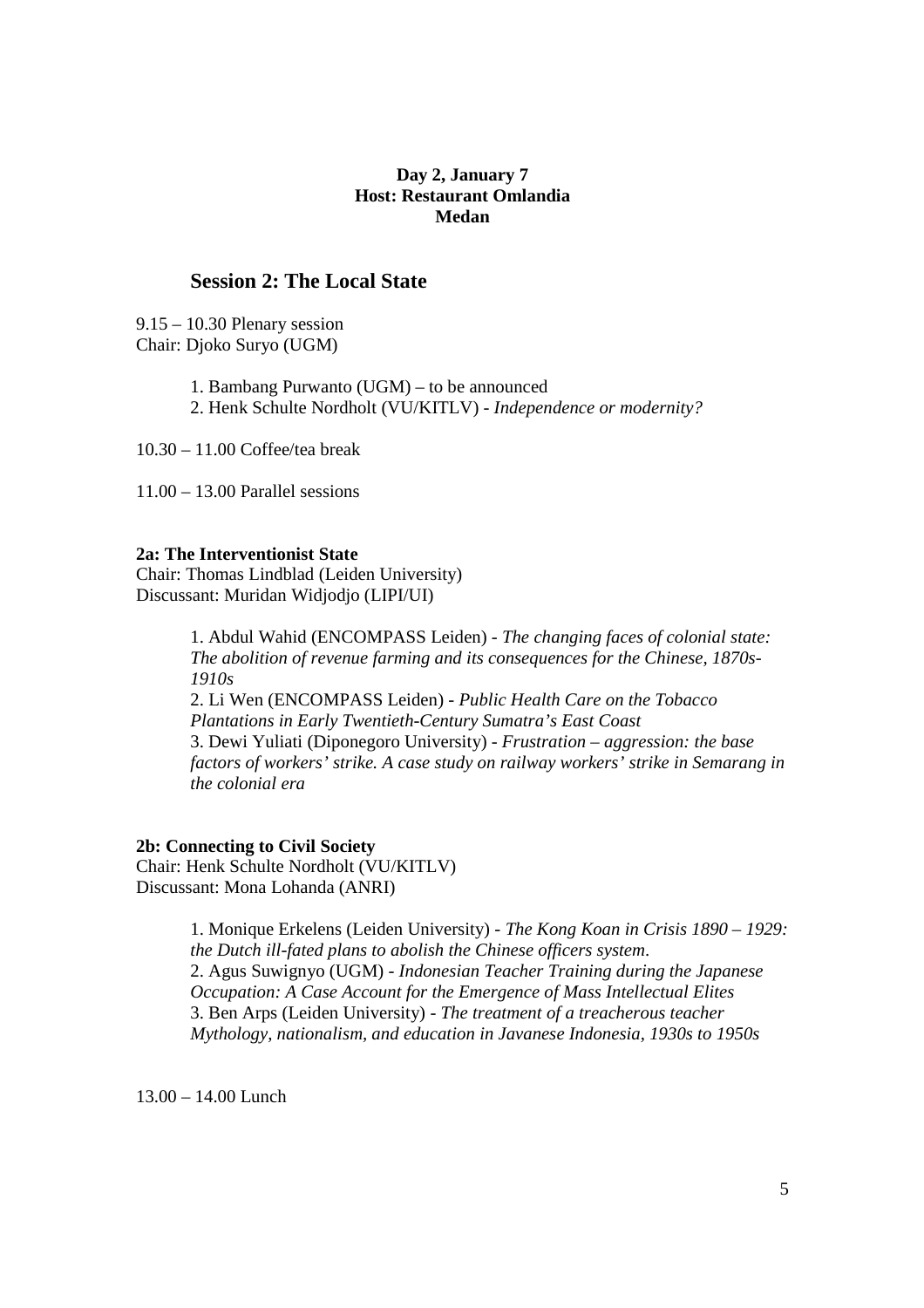**Day 2, January 7**
**Host: Restaurant Omlandia**
**Medan**

## Session 2: The Local State

9.15 – 10.30 Plenary session
Chair: Djoko Suryo (UGM)

1. Bambang Purwanto (UGM) – to be announced
2. Henk Schulte Nordholt (VU/KITLV) - *Independence or modernity?*

10.30 – 11.00 Coffee/tea break

11.00 – 13.00 Parallel sessions

**2a: The Interventionist State**
Chair: Thomas Lindblad (Leiden University)
Discussant: Muridan Widjodjo (LIPI/UI)

1. Abdul Wahid (ENCOMPASS Leiden) - *The changing faces of colonial state: The abolition of revenue farming and its consequences for the Chinese, 1870s-1910s*
2. Li Wen (ENCOMPASS Leiden) - *Public Health Care on the Tobacco Plantations in Early Twentieth-Century Sumatra's East Coast*
3. Dewi Yuliati (Diponegoro University) - *Frustration – aggression: the base factors of workers' strike. A case study on railway workers' strike in Semarang in the colonial era*

**2b: Connecting to Civil Society**
Chair: Henk Schulte Nordholt (VU/KITLV)
Discussant: Mona Lohanda (ANRI)

1. Monique Erkelens (Leiden University) - *The Kong Koan in Crisis 1890 – 1929: the Dutch ill-fated plans to abolish the Chinese officers system*.
2. Agus Suwignyo (UGM) - *Indonesian Teacher Training during the Japanese Occupation: A Case Account for the Emergence of Mass Intellectual Elites*
3. Ben Arps (Leiden University) - *The treatment of a treacherous teacher Mythology, nationalism, and education in Javanese Indonesia, 1930s to 1950s*

13.00 – 14.00 Lunch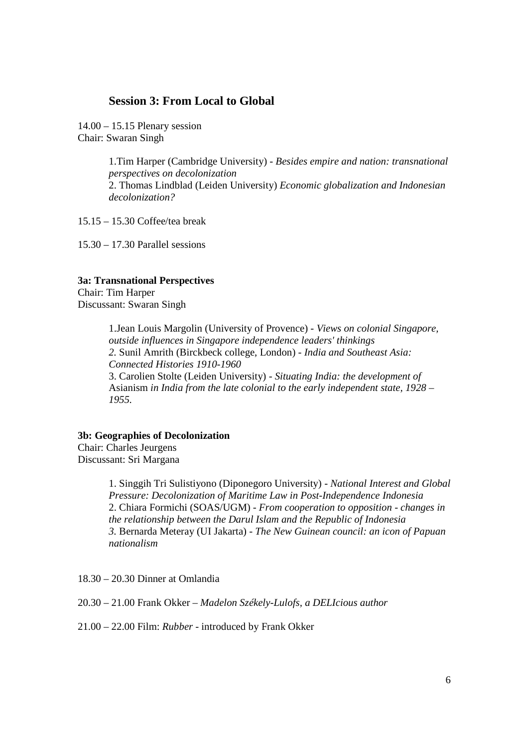## Session 3: From Local to Global

14.00 – 15.15 Plenary session
Chair: Swaran Singh

1.Tim Harper (Cambridge University) - *Besides empire and nation: transnational perspectives on decolonization*
2. Thomas Lindblad (Leiden University) *Economic globalization and Indonesian decolonization?*

15.15 – 15.30 Coffee/tea break

15.30 – 17.30 Parallel sessions

**3a: Transnational Perspectives**
Chair: Tim Harper
Discussant: Swaran Singh

1.Jean Louis Margolin (University of Provence) - *Views on colonial Singapore, outside influences in Singapore independence leaders' thinkings*
*2.* Sunil Amrith (Birckbeck college, London) - *India and Southeast Asia: Connected Histories 1910-1960*
3. Carolien Stolte (Leiden University) - *Situating India: the development of* Asianism *in India from the late colonial to the early independent state, 1928 – 1955.*

**3b: Geographies of Decolonization**
Chair: Charles Jeurgens
Discussant: Sri Margana

1. Singgih Tri Sulistiyono (Diponegoro University) - *National Interest and Global Pressure: Decolonization of Maritime Law in Post-Independence Indonesia*
2. Chiara Formichi (SOAS/UGM) - *From cooperation to opposition - changes in the relationship between the Darul Islam and the Republic of Indonesia*
*3.* Bernarda Meteray (UI Jakarta) - *The New Guinean council: an icon of Papuan nationalism*

18.30 – 20.30 Dinner at Omlandia

20.30 – 21.00 Frank Okker – *Madelon Székely-Lulofs, a DELIcious author*

21.00 – 22.00 Film: *Rubber* - introduced by Frank Okker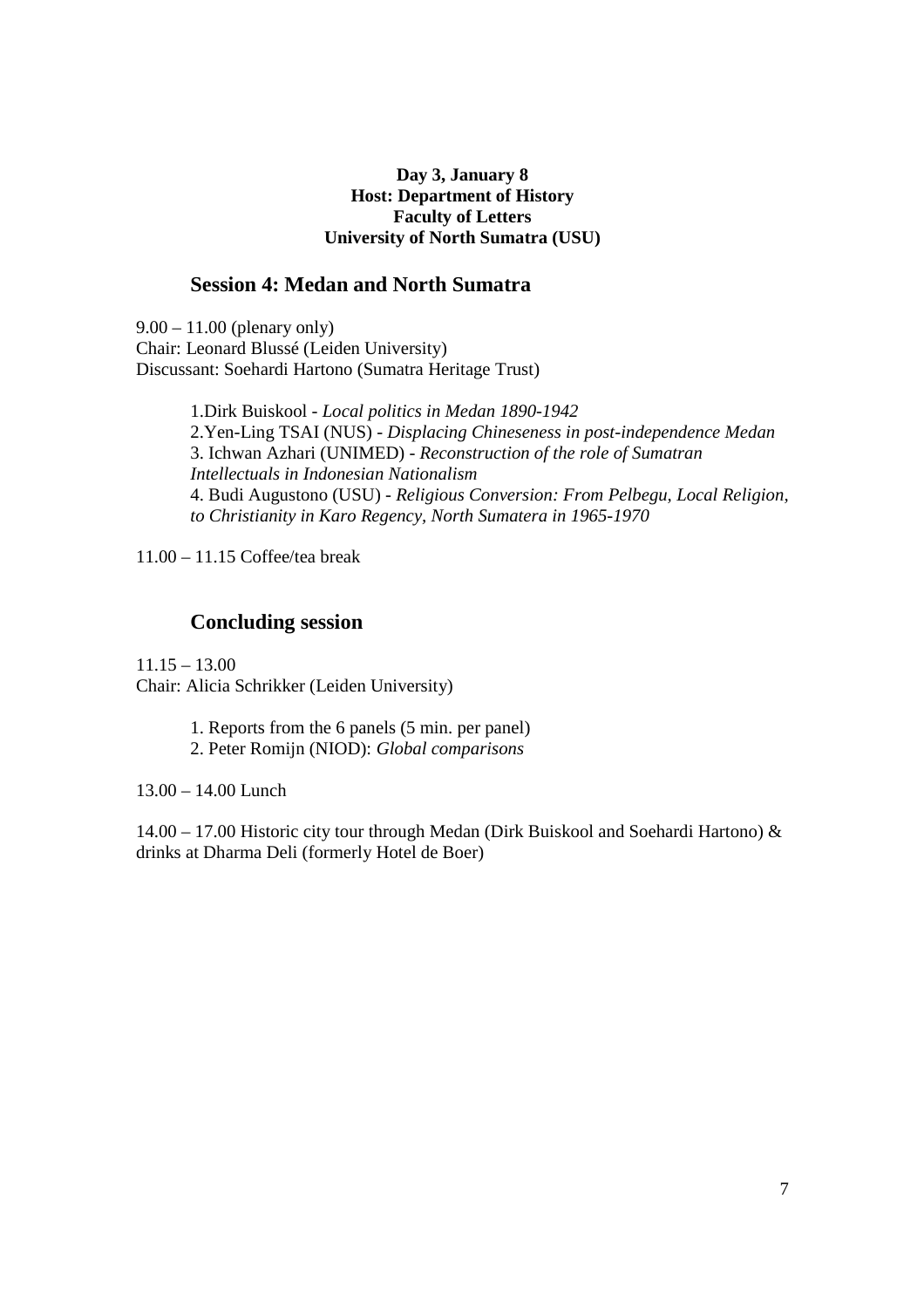**Day 3, January 8**
**Host: Department of History**
**Faculty of Letters**
**University of North Sumatra (USU)**

## Session 4: Medan and North Sumatra

9.00 – 11.00 (plenary only)
Chair: Leonard Blussé (Leiden University)
Discussant: Soehardi Hartono (Sumatra Heritage Trust)

1. Dirk Buiskool - *Local politics in Medan 1890-1942*
2. Yen-Ling TSAI (NUS) - *Displacing Chineseness in post-independence Medan*
3. Ichwan Azhari (UNIMED) - *Reconstruction of the role of Sumatran Intellectuals in Indonesian Nationalism*
4. Budi Augustono (USU) - *Religious Conversion: From Pelbegu, Local Religion, to Christianity in Karo Regency, North Sumatera in 1965-1970*

11.00 – 11.15 Coffee/tea break

## Concluding session

11.15 – 13.00
Chair: Alicia Schrikker (Leiden University)

1. Reports from the 6 panels (5 min. per panel)
2. Peter Romijn (NIOD): *Global comparisons*

13.00 – 14.00 Lunch

14.00 – 17.00 Historic city tour through Medan (Dirk Buiskool and Soehardi Hartono) & drinks at Dharma Deli (formerly Hotel de Boer)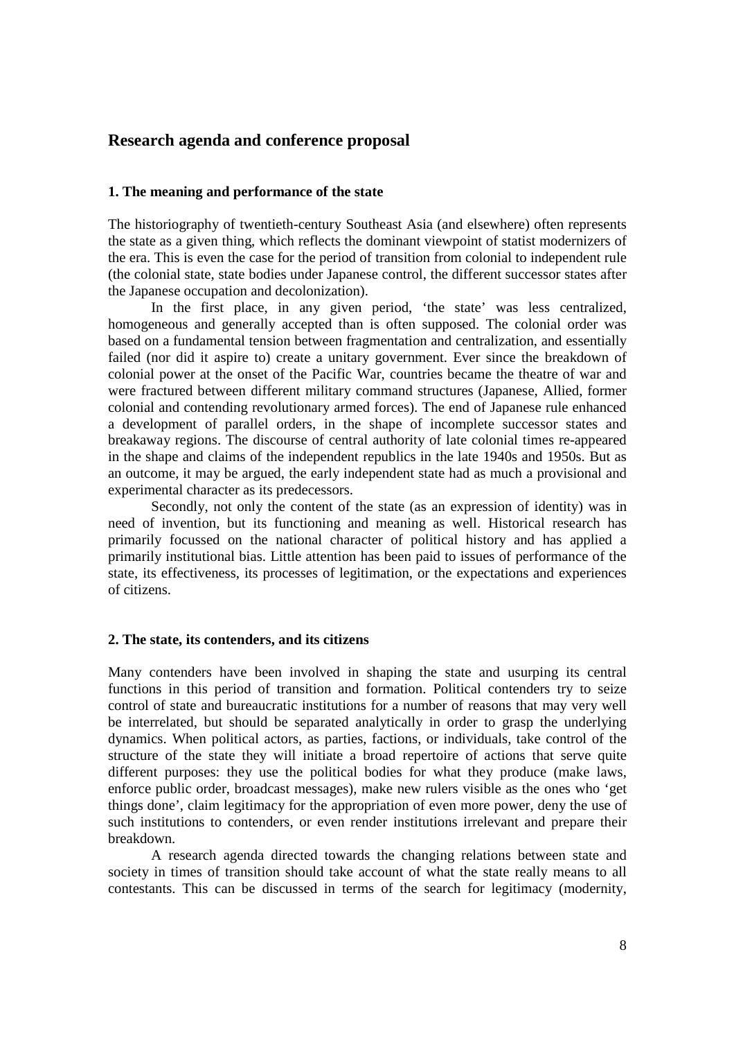## Research agenda and conference proposal

### 1. The meaning and performance of the state

The historiography of twentieth-century Southeast Asia (and elsewhere) often represents the state as a given thing, which reflects the dominant viewpoint of statist modernizers of the era. This is even the case for the period of transition from colonial to independent rule (the colonial state, state bodies under Japanese control, the different successor states after the Japanese occupation and decolonization).

In the first place, in any given period, 'the state' was less centralized, homogeneous and generally accepted than is often supposed. The colonial order was based on a fundamental tension between fragmentation and centralization, and essentially failed (nor did it aspire to) create a unitary government. Ever since the breakdown of colonial power at the onset of the Pacific War, countries became the theatre of war and were fractured between different military command structures (Japanese, Allied, former colonial and contending revolutionary armed forces). The end of Japanese rule enhanced a development of parallel orders, in the shape of incomplete successor states and breakaway regions. The discourse of central authority of late colonial times re-appeared in the shape and claims of the independent republics in the late 1940s and 1950s. But as an outcome, it may be argued, the early independent state had as much a provisional and experimental character as its predecessors.

Secondly, not only the content of the state (as an expression of identity) was in need of invention, but its functioning and meaning as well. Historical research has primarily focussed on the national character of political history and has applied a primarily institutional bias. Little attention has been paid to issues of performance of the state, its effectiveness, its processes of legitimation, or the expectations and experiences of citizens.

### 2. The state, its contenders, and its citizens

Many contenders have been involved in shaping the state and usurping its central functions in this period of transition and formation. Political contenders try to seize control of state and bureaucratic institutions for a number of reasons that may very well be interrelated, but should be separated analytically in order to grasp the underlying dynamics. When political actors, as parties, factions, or individuals, take control of the structure of the state they will initiate a broad repertoire of actions that serve quite different purposes: they use the political bodies for what they produce (make laws, enforce public order, broadcast messages), make new rulers visible as the ones who 'get things done', claim legitimacy for the appropriation of even more power, deny the use of such institutions to contenders, or even render institutions irrelevant and prepare their breakdown.

A research agenda directed towards the changing relations between state and society in times of transition should take account of what the state really means to all contestants. This can be discussed in terms of the search for legitimacy (modernity,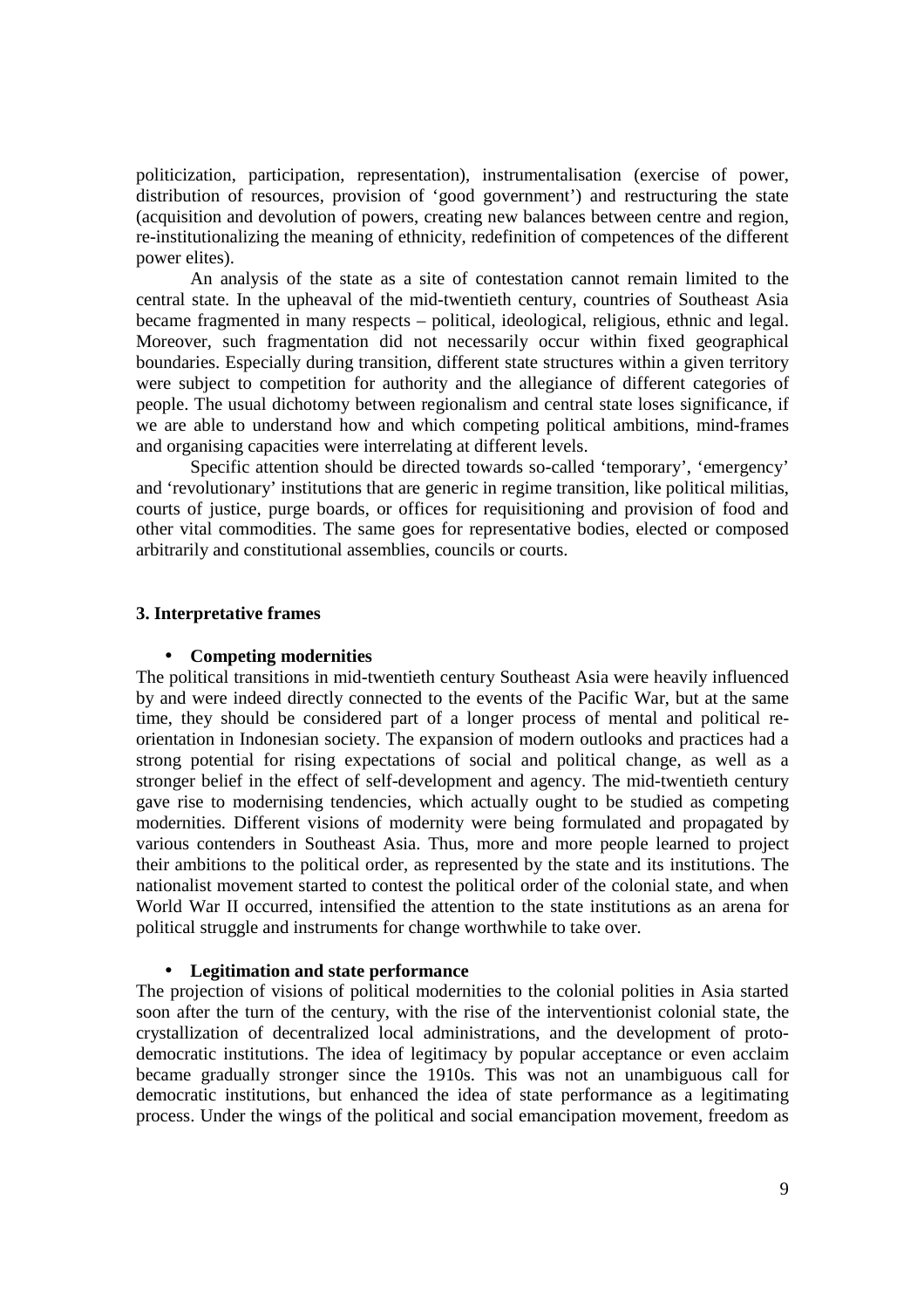politicization, participation, representation), instrumentalisation (exercise of power, distribution of resources, provision of 'good government') and restructuring the state (acquisition and devolution of powers, creating new balances between centre and region, re-institutionalizing the meaning of ethnicity, redefinition of competences of the different power elites).

An analysis of the state as a site of contestation cannot remain limited to the central state. In the upheaval of the mid-twentieth century, countries of Southeast Asia became fragmented in many respects – political, ideological, religious, ethnic and legal. Moreover, such fragmentation did not necessarily occur within fixed geographical boundaries. Especially during transition, different state structures within a given territory were subject to competition for authority and the allegiance of different categories of people. The usual dichotomy between regionalism and central state loses significance, if we are able to understand how and which competing political ambitions, mind-frames and organising capacities were interrelating at different levels.

Specific attention should be directed towards so-called 'temporary', 'emergency' and 'revolutionary' institutions that are generic in regime transition, like political militias, courts of justice, purge boards, or offices for requisitioning and provision of food and other vital commodities. The same goes for representative bodies, elected or composed arbitrarily and constitutional assemblies, councils or courts.

### 3. Interpretative frames

- **Competing modernities**

The political transitions in mid-twentieth century Southeast Asia were heavily influenced by and were indeed directly connected to the events of the Pacific War, but at the same time, they should be considered part of a longer process of mental and political re-orientation in Indonesian society. The expansion of modern outlooks and practices had a strong potential for rising expectations of social and political change, as well as a stronger belief in the effect of self-development and agency. The mid-twentieth century gave rise to modernising tendencies, which actually ought to be studied as competing modernities. Different visions of modernity were being formulated and propagated by various contenders in Southeast Asia. Thus, more and more people learned to project their ambitions to the political order, as represented by the state and its institutions. The nationalist movement started to contest the political order of the colonial state, and when World War II occurred, intensified the attention to the state institutions as an arena for political struggle and instruments for change worthwhile to take over.

- **Legitimation and state performance**

The projection of visions of political modernities to the colonial polities in Asia started soon after the turn of the century, with the rise of the interventionist colonial state, the crystallization of decentralized local administrations, and the development of proto-democratic institutions. The idea of legitimacy by popular acceptance or even acclaim became gradually stronger since the 1910s. This was not an unambiguous call for democratic institutions, but enhanced the idea of state performance as a legitimating process. Under the wings of the political and social emancipation movement, freedom as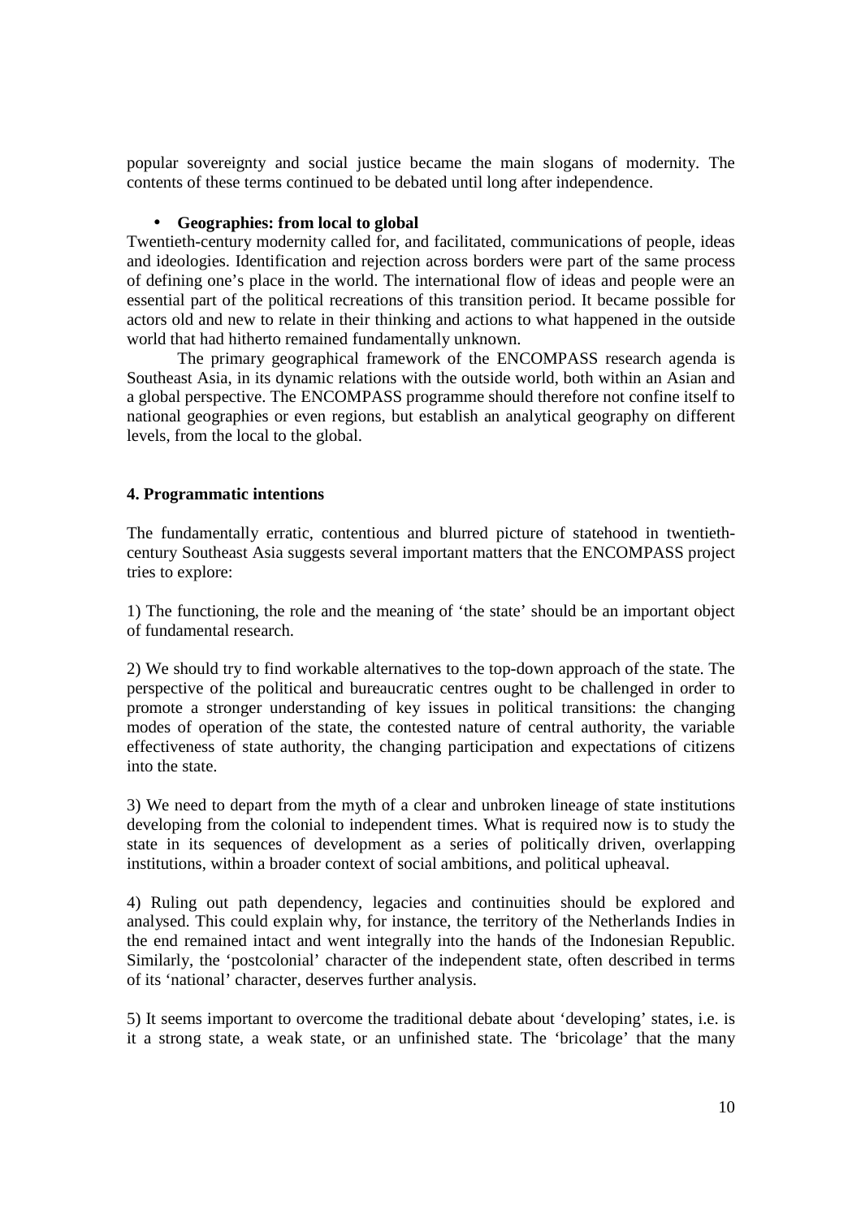popular sovereignty and social justice became the main slogans of modernity. The contents of these terms continued to be debated until long after independence.

- **Geographies: from local to global**

Twentieth-century modernity called for, and facilitated, communications of people, ideas and ideologies. Identification and rejection across borders were part of the same process of defining one's place in the world. The international flow of ideas and people were an essential part of the political recreations of this transition period. It became possible for actors old and new to relate in their thinking and actions to what happened in the outside world that had hitherto remained fundamentally unknown.

The primary geographical framework of the ENCOMPASS research agenda is Southeast Asia, in its dynamic relations with the outside world, both within an Asian and a global perspective. The ENCOMPASS programme should therefore not confine itself to national geographies or even regions, but establish an analytical geography on different levels, from the local to the global.

### 4. Programmatic intentions

The fundamentally erratic, contentious and blurred picture of statehood in twentieth-century Southeast Asia suggests several important matters that the ENCOMPASS project tries to explore:

1) The functioning, the role and the meaning of 'the state' should be an important object of fundamental research.

2) We should try to find workable alternatives to the top-down approach of the state. The perspective of the political and bureaucratic centres ought to be challenged in order to promote a stronger understanding of key issues in political transitions: the changing modes of operation of the state, the contested nature of central authority, the variable effectiveness of state authority, the changing participation and expectations of citizens into the state.

3) We need to depart from the myth of a clear and unbroken lineage of state institutions developing from the colonial to independent times. What is required now is to study the state in its sequences of development as a series of politically driven, overlapping institutions, within a broader context of social ambitions, and political upheaval.

4) Ruling out path dependency, legacies and continuities should be explored and analysed. This could explain why, for instance, the territory of the Netherlands Indies in the end remained intact and went integrally into the hands of the Indonesian Republic. Similarly, the 'postcolonial' character of the independent state, often described in terms of its 'national' character, deserves further analysis.

5) It seems important to overcome the traditional debate about 'developing' states, i.e. is it a strong state, a weak state, or an unfinished state. The 'bricolage' that the many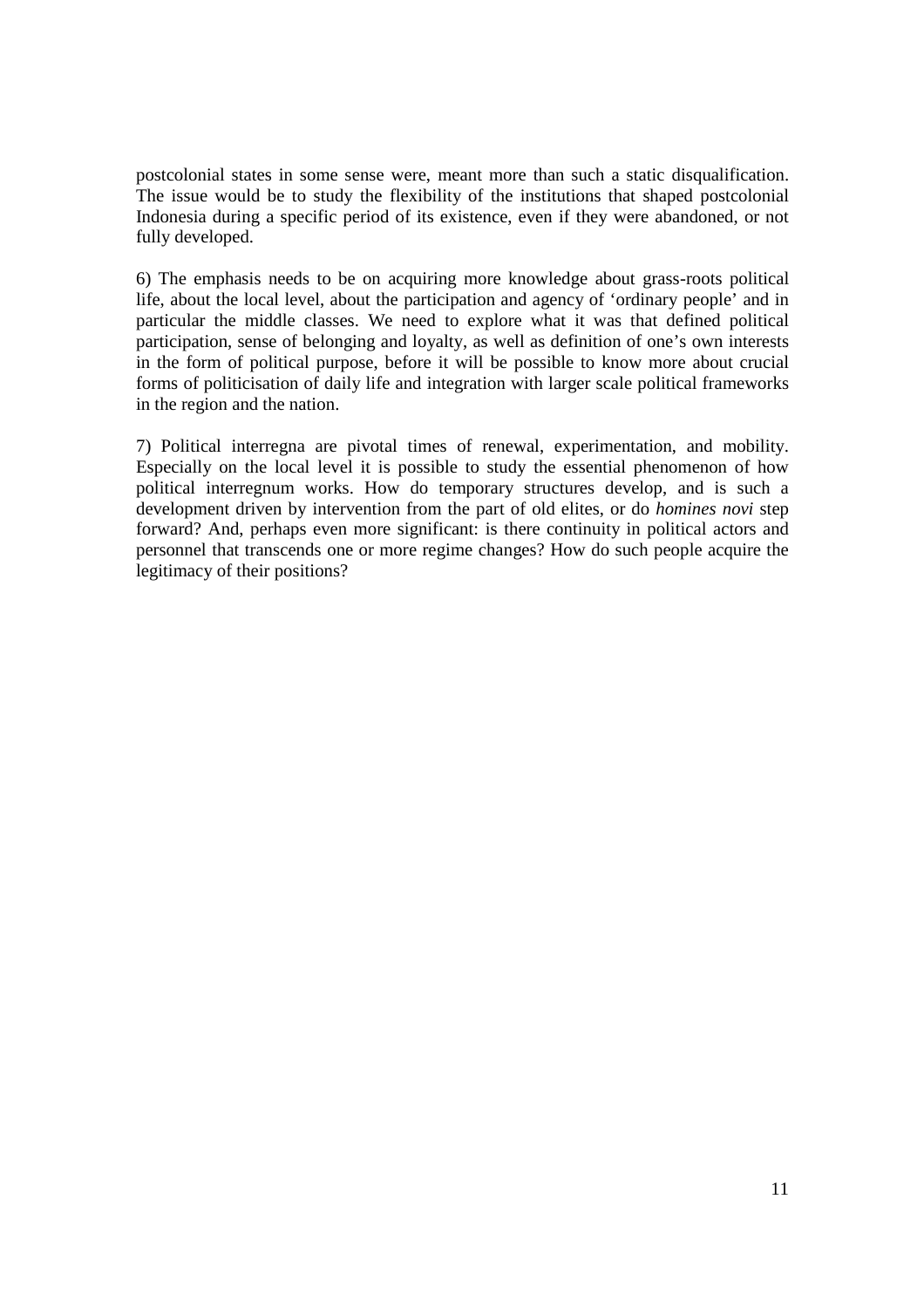postcolonial states in some sense were, meant more than such a static disqualification. The issue would be to study the flexibility of the institutions that shaped postcolonial Indonesia during a specific period of its existence, even if they were abandoned, or not fully developed.

6) The emphasis needs to be on acquiring more knowledge about grass-roots political life, about the local level, about the participation and agency of 'ordinary people' and in particular the middle classes. We need to explore what it was that defined political participation, sense of belonging and loyalty, as well as definition of one's own interests in the form of political purpose, before it will be possible to know more about crucial forms of politicisation of daily life and integration with larger scale political frameworks in the region and the nation.

7) Political interregna are pivotal times of renewal, experimentation, and mobility. Especially on the local level it is possible to study the essential phenomenon of how political interregnum works. How do temporary structures develop, and is such a development driven by intervention from the part of old elites, or do *homines novi* step forward? And, perhaps even more significant: is there continuity in political actors and personnel that transcends one or more regime changes? How do such people acquire the legitimacy of their positions?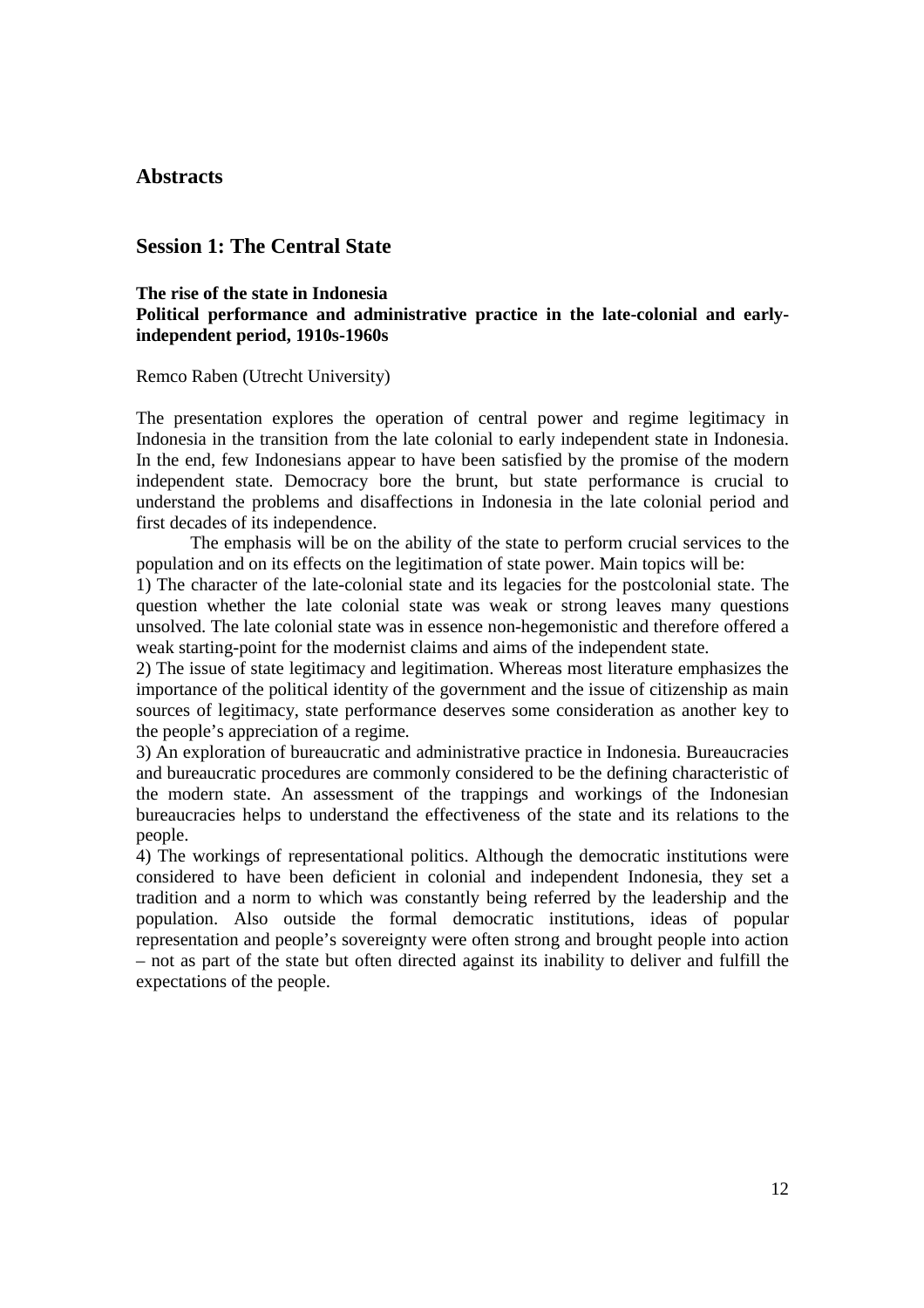# Abstracts

## Session 1: The Central State

**The rise of the state in Indonesia**
**Political performance and administrative practice in the late-colonial and early-independent period, 1910s-1960s**

Remco Raben (Utrecht University)

The presentation explores the operation of central power and regime legitimacy in Indonesia in the transition from the late colonial to early independent state in Indonesia. In the end, few Indonesians appear to have been satisfied by the promise of the modern independent state. Democracy bore the brunt, but state performance is crucial to understand the problems and disaffections in Indonesia in the late colonial period and first decades of its independence.

The emphasis will be on the ability of the state to perform crucial services to the population and on its effects on the legitimation of state power. Main topics will be:

1) The character of the late-colonial state and its legacies for the postcolonial state. The question whether the late colonial state was weak or strong leaves many questions unsolved. The late colonial state was in essence non-hegemonistic and therefore offered a weak starting-point for the modernist claims and aims of the independent state.

2) The issue of state legitimacy and legitimation. Whereas most literature emphasizes the importance of the political identity of the government and the issue of citizenship as main sources of legitimacy, state performance deserves some consideration as another key to the people's appreciation of a regime.

3) An exploration of bureaucratic and administrative practice in Indonesia. Bureaucracies and bureaucratic procedures are commonly considered to be the defining characteristic of the modern state. An assessment of the trappings and workings of the Indonesian bureaucracies helps to understand the effectiveness of the state and its relations to the people.

4) The workings of representational politics. Although the democratic institutions were considered to have been deficient in colonial and independent Indonesia, they set a tradition and a norm to which was constantly being referred by the leadership and the population. Also outside the formal democratic institutions, ideas of popular representation and people's sovereignty were often strong and brought people into action – not as part of the state but often directed against its inability to deliver and fulfill the expectations of the people.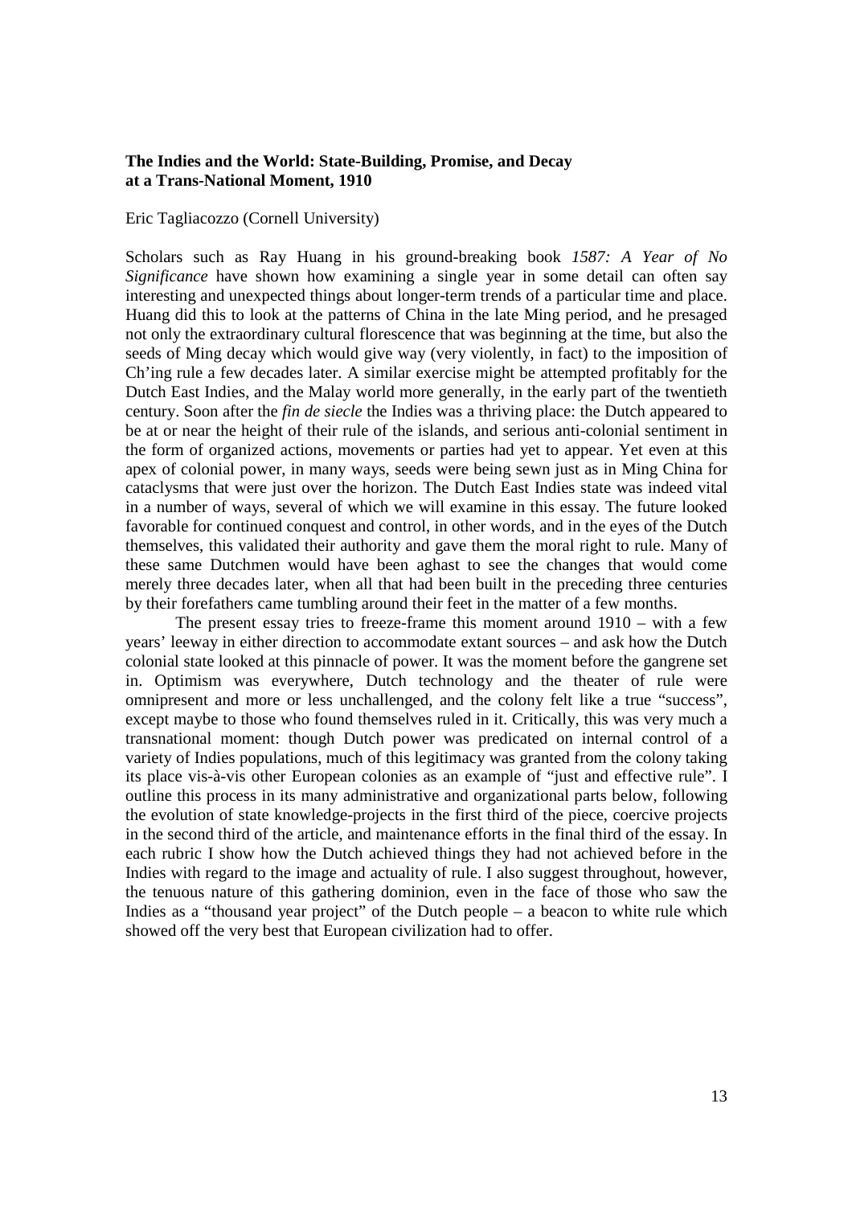**The Indies and the World: State-Building, Promise, and Decay at a Trans-National Moment, 1910**

Eric Tagliacozzo (Cornell University)

Scholars such as Ray Huang in his ground-breaking book *1587: A Year of No Significance* have shown how examining a single year in some detail can often say interesting and unexpected things about longer-term trends of a particular time and place. Huang did this to look at the patterns of China in the late Ming period, and he presaged not only the extraordinary cultural florescence that was beginning at the time, but also the seeds of Ming decay which would give way (very violently, in fact) to the imposition of Ch'ing rule a few decades later. A similar exercise might be attempted profitably for the Dutch East Indies, and the Malay world more generally, in the early part of the twentieth century. Soon after the *fin de siecle* the Indies was a thriving place: the Dutch appeared to be at or near the height of their rule of the islands, and serious anti-colonial sentiment in the form of organized actions, movements or parties had yet to appear. Yet even at this apex of colonial power, in many ways, seeds were being sewn just as in Ming China for cataclysms that were just over the horizon. The Dutch East Indies state was indeed vital in a number of ways, several of which we will examine in this essay. The future looked favorable for continued conquest and control, in other words, and in the eyes of the Dutch themselves, this validated their authority and gave them the moral right to rule. Many of these same Dutchmen would have been aghast to see the changes that would come merely three decades later, when all that had been built in the preceding three centuries by their forefathers came tumbling around their feet in the matter of a few months.

The present essay tries to freeze-frame this moment around 1910 – with a few years' leeway in either direction to accommodate extant sources – and ask how the Dutch colonial state looked at this pinnacle of power. It was the moment before the gangrene set in. Optimism was everywhere, Dutch technology and the theater of rule were omnipresent and more or less unchallenged, and the colony felt like a true "success", except maybe to those who found themselves ruled in it. Critically, this was very much a transnational moment: though Dutch power was predicated on internal control of a variety of Indies populations, much of this legitimacy was granted from the colony taking its place vis-à-vis other European colonies as an example of "just and effective rule". I outline this process in its many administrative and organizational parts below, following the evolution of state knowledge-projects in the first third of the piece, coercive projects in the second third of the article, and maintenance efforts in the final third of the essay. In each rubric I show how the Dutch achieved things they had not achieved before in the Indies with regard to the image and actuality of rule. I also suggest throughout, however, the tenuous nature of this gathering dominion, even in the face of those who saw the Indies as a "thousand year project" of the Dutch people – a beacon to white rule which showed off the very best that European civilization had to offer.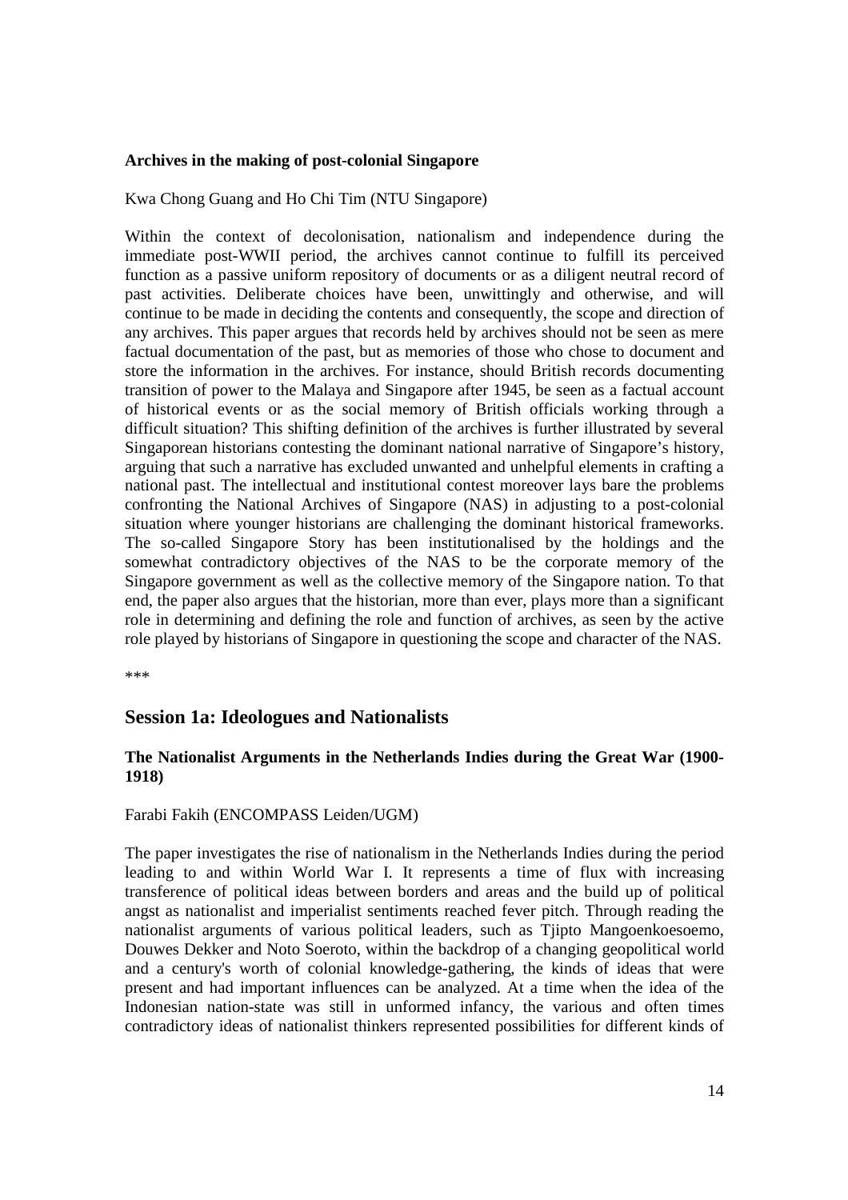**Archives in the making of post-colonial Singapore**

Kwa Chong Guang and Ho Chi Tim (NTU Singapore)

Within the context of decolonisation, nationalism and independence during the immediate post-WWII period, the archives cannot continue to fulfill its perceived function as a passive uniform repository of documents or as a diligent neutral record of past activities. Deliberate choices have been, unwittingly and otherwise, and will continue to be made in deciding the contents and consequently, the scope and direction of any archives. This paper argues that records held by archives should not be seen as mere factual documentation of the past, but as memories of those who chose to document and store the information in the archives. For instance, should British records documenting transition of power to the Malaya and Singapore after 1945, be seen as a factual account of historical events or as the social memory of British officials working through a difficult situation? This shifting definition of the archives is further illustrated by several Singaporean historians contesting the dominant national narrative of Singapore's history, arguing that such a narrative has excluded unwanted and unhelpful elements in crafting a national past. The intellectual and institutional contest moreover lays bare the problems confronting the National Archives of Singapore (NAS) in adjusting to a post-colonial situation where younger historians are challenging the dominant historical frameworks. The so-called Singapore Story has been institutionalised by the holdings and the somewhat contradictory objectives of the NAS to be the corporate memory of the Singapore government as well as the collective memory of the Singapore nation. To that end, the paper also argues that the historian, more than ever, plays more than a significant role in determining and defining the role and function of archives, as seen by the active role played by historians of Singapore in questioning the scope and character of the NAS.

***

## Session 1a: Ideologues and Nationalists

**The Nationalist Arguments in the Netherlands Indies during the Great War (1900-1918)**

Farabi Fakih (ENCOMPASS Leiden/UGM)

The paper investigates the rise of nationalism in the Netherlands Indies during the period leading to and within World War I. It represents a time of flux with increasing transference of political ideas between borders and areas and the build up of political angst as nationalist and imperialist sentiments reached fever pitch. Through reading the nationalist arguments of various political leaders, such as Tjipto Mangoenkoesoemo, Douwes Dekker and Noto Soeroto, within the backdrop of a changing geopolitical world and a century's worth of colonial knowledge-gathering, the kinds of ideas that were present and had important influences can be analyzed. At a time when the idea of the Indonesian nation-state was still in unformed infancy, the various and often times contradictory ideas of nationalist thinkers represented possibilities for different kinds of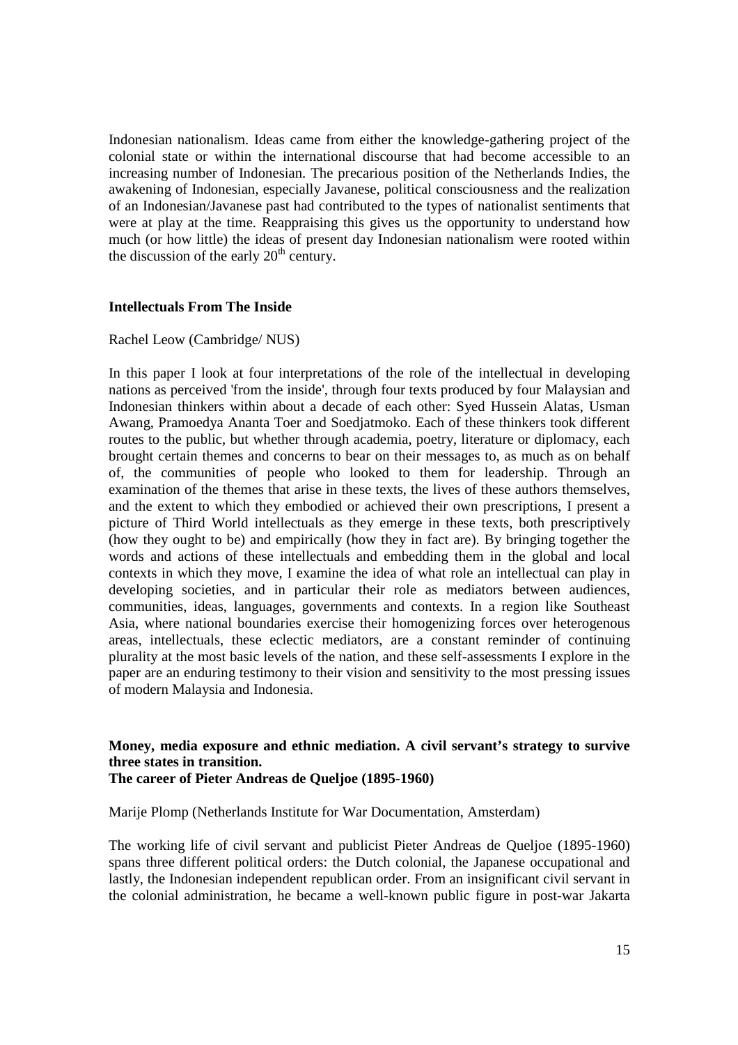Indonesian nationalism. Ideas came from either the knowledge-gathering project of the colonial state or within the international discourse that had become accessible to an increasing number of Indonesian. The precarious position of the Netherlands Indies, the awakening of Indonesian, especially Javanese, political consciousness and the realization of an Indonesian/Javanese past had contributed to the types of nationalist sentiments that were at play at the time. Reappraising this gives us the opportunity to understand how much (or how little) the ideas of present day Indonesian nationalism were rooted within the discussion of the early 20th century.

**Intellectuals From The Inside**

Rachel Leow (Cambridge/ NUS)

In this paper I look at four interpretations of the role of the intellectual in developing nations as perceived 'from the inside', through four texts produced by four Malaysian and Indonesian thinkers within about a decade of each other: Syed Hussein Alatas, Usman Awang, Pramoedya Ananta Toer and Soedjatmoko. Each of these thinkers took different routes to the public, but whether through academia, poetry, literature or diplomacy, each brought certain themes and concerns to bear on their messages to, as much as on behalf of, the communities of people who looked to them for leadership. Through an examination of the themes that arise in these texts, the lives of these authors themselves, and the extent to which they embodied or achieved their own prescriptions, I present a picture of Third World intellectuals as they emerge in these texts, both prescriptively (how they ought to be) and empirically (how they in fact are). By bringing together the words and actions of these intellectuals and embedding them in the global and local contexts in which they move, I examine the idea of what role an intellectual can play in developing societies, and in particular their role as mediators between audiences, communities, ideas, languages, governments and contexts. In a region like Southeast Asia, where national boundaries exercise their homogenizing forces over heterogenous areas, intellectuals, these eclectic mediators, are a constant reminder of continuing plurality at the most basic levels of the nation, and these self-assessments I explore in the paper are an enduring testimony to their vision and sensitivity to the most pressing issues of modern Malaysia and Indonesia.

**Money, media exposure and ethnic mediation. A civil servant's strategy to survive three states in transition.**
**The career of Pieter Andreas de Queljoe (1895-1960)**

Marije Plomp (Netherlands Institute for War Documentation, Amsterdam)

The working life of civil servant and publicist Pieter Andreas de Queljoe (1895-1960) spans three different political orders: the Dutch colonial, the Japanese occupational and lastly, the Indonesian independent republican order. From an insignificant civil servant in the colonial administration, he became a well-known public figure in post-war Jakarta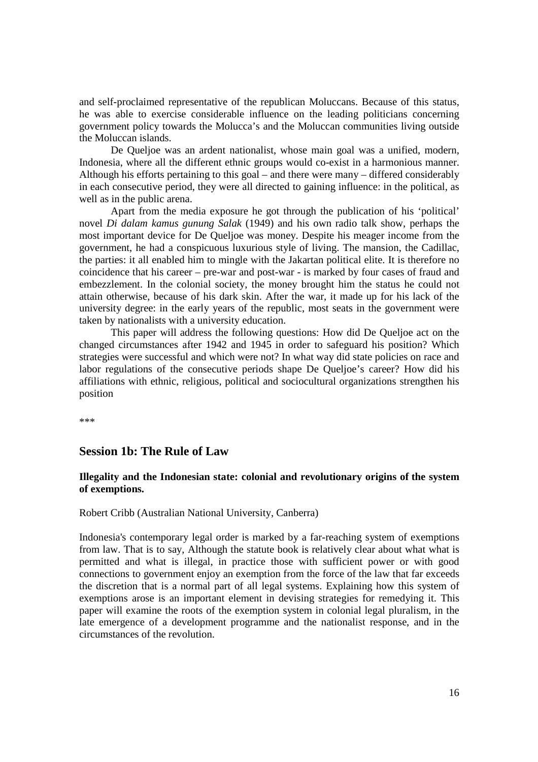and self-proclaimed representative of the republican Moluccans. Because of this status, he was able to exercise considerable influence on the leading politicians concerning government policy towards the Molucca's and the Moluccan communities living outside the Moluccan islands.

De Queljoe was an ardent nationalist, whose main goal was a unified, modern, Indonesia, where all the different ethnic groups would co-exist in a harmonious manner. Although his efforts pertaining to this goal – and there were many – differed considerably in each consecutive period, they were all directed to gaining influence: in the political, as well as in the public arena.

Apart from the media exposure he got through the publication of his 'political' novel *Di dalam kamus gunung Salak* (1949) and his own radio talk show, perhaps the most important device for De Queljoe was money. Despite his meager income from the government, he had a conspicuous luxurious style of living. The mansion, the Cadillac, the parties: it all enabled him to mingle with the Jakartan political elite. It is therefore no coincidence that his career – pre-war and post-war - is marked by four cases of fraud and embezzlement. In the colonial society, the money brought him the status he could not attain otherwise, because of his dark skin. After the war, it made up for his lack of the university degree: in the early years of the republic, most seats in the government were taken by nationalists with a university education.

This paper will address the following questions: How did De Queljoe act on the changed circumstances after 1942 and 1945 in order to safeguard his position? Which strategies were successful and which were not? In what way did state policies on race and labor regulations of the consecutive periods shape De Queljoe's career? How did his affiliations with ethnic, religious, political and sociocultural organizations strengthen his position

\*\*\*

## Session 1b: The Rule of Law

**Illegality and the Indonesian state: colonial and revolutionary origins of the system of exemptions.**

Robert Cribb (Australian National University, Canberra)

Indonesia's contemporary legal order is marked by a far-reaching system of exemptions from law. That is to say, Although the statute book is relatively clear about what what is permitted and what is illegal, in practice those with sufficient power or with good connections to government enjoy an exemption from the force of the law that far exceeds the discretion that is a normal part of all legal systems. Explaining how this system of exemptions arose is an important element in devising strategies for remedying it. This paper will examine the roots of the exemption system in colonial legal pluralism, in the late emergence of a development programme and the nationalist response, and in the circumstances of the revolution.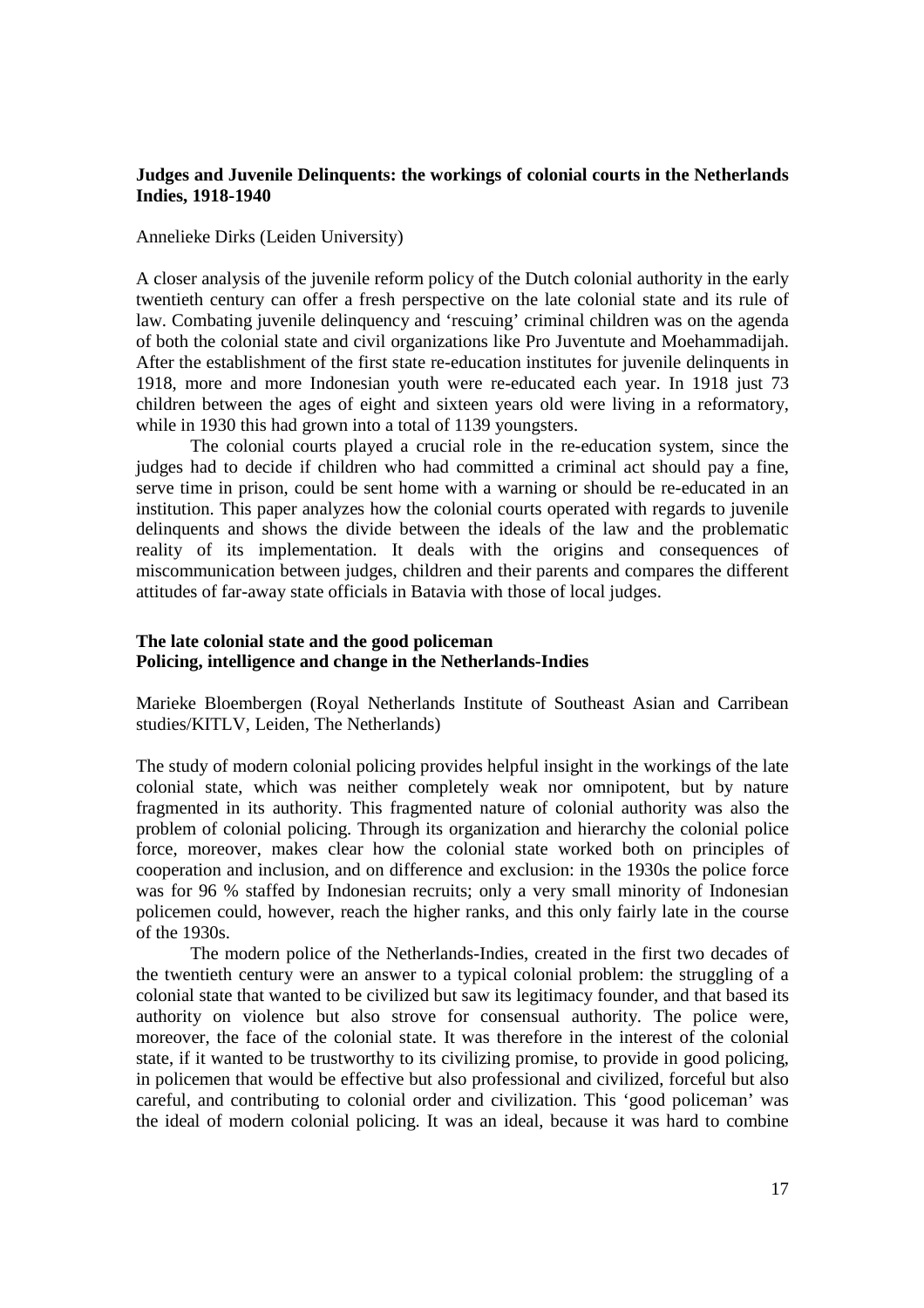**Judges and Juvenile Delinquents: the workings of colonial courts in the Netherlands Indies, 1918-1940**

Annelieke Dirks (Leiden University)

A closer analysis of the juvenile reform policy of the Dutch colonial authority in the early twentieth century can offer a fresh perspective on the late colonial state and its rule of law. Combating juvenile delinquency and 'rescuing' criminal children was on the agenda of both the colonial state and civil organizations like Pro Juventute and Moehammadijah. After the establishment of the first state re-education institutes for juvenile delinquents in 1918, more and more Indonesian youth were re-educated each year. In 1918 just 73 children between the ages of eight and sixteen years old were living in a reformatory, while in 1930 this had grown into a total of 1139 youngsters.

The colonial courts played a crucial role in the re-education system, since the judges had to decide if children who had committed a criminal act should pay a fine, serve time in prison, could be sent home with a warning or should be re-educated in an institution. This paper analyzes how the colonial courts operated with regards to juvenile delinquents and shows the divide between the ideals of the law and the problematic reality of its implementation. It deals with the origins and consequences of miscommunication between judges, children and their parents and compares the different attitudes of far-away state officials in Batavia with those of local judges.

**The late colonial state and the good policeman**
**Policing, intelligence and change in the Netherlands-Indies**

Marieke Bloembergen (Royal Netherlands Institute of Southeast Asian and Carribean studies/KITLV, Leiden, The Netherlands)

The study of modern colonial policing provides helpful insight in the workings of the late colonial state, which was neither completely weak nor omnipotent, but by nature fragmented in its authority. This fragmented nature of colonial authority was also the problem of colonial policing. Through its organization and hierarchy the colonial police force, moreover, makes clear how the colonial state worked both on principles of cooperation and inclusion, and on difference and exclusion: in the 1930s the police force was for 96 % staffed by Indonesian recruits; only a very small minority of Indonesian policemen could, however, reach the higher ranks, and this only fairly late in the course of the 1930s.

The modern police of the Netherlands-Indies, created in the first two decades of the twentieth century were an answer to a typical colonial problem: the struggling of a colonial state that wanted to be civilized but saw its legitimacy founder, and that based its authority on violence but also strove for consensual authority. The police were, moreover, the face of the colonial state. It was therefore in the interest of the colonial state, if it wanted to be trustworthy to its civilizing promise, to provide in good policing, in policemen that would be effective but also professional and civilized, forceful but also careful, and contributing to colonial order and civilization. This 'good policeman' was the ideal of modern colonial policing. It was an ideal, because it was hard to combine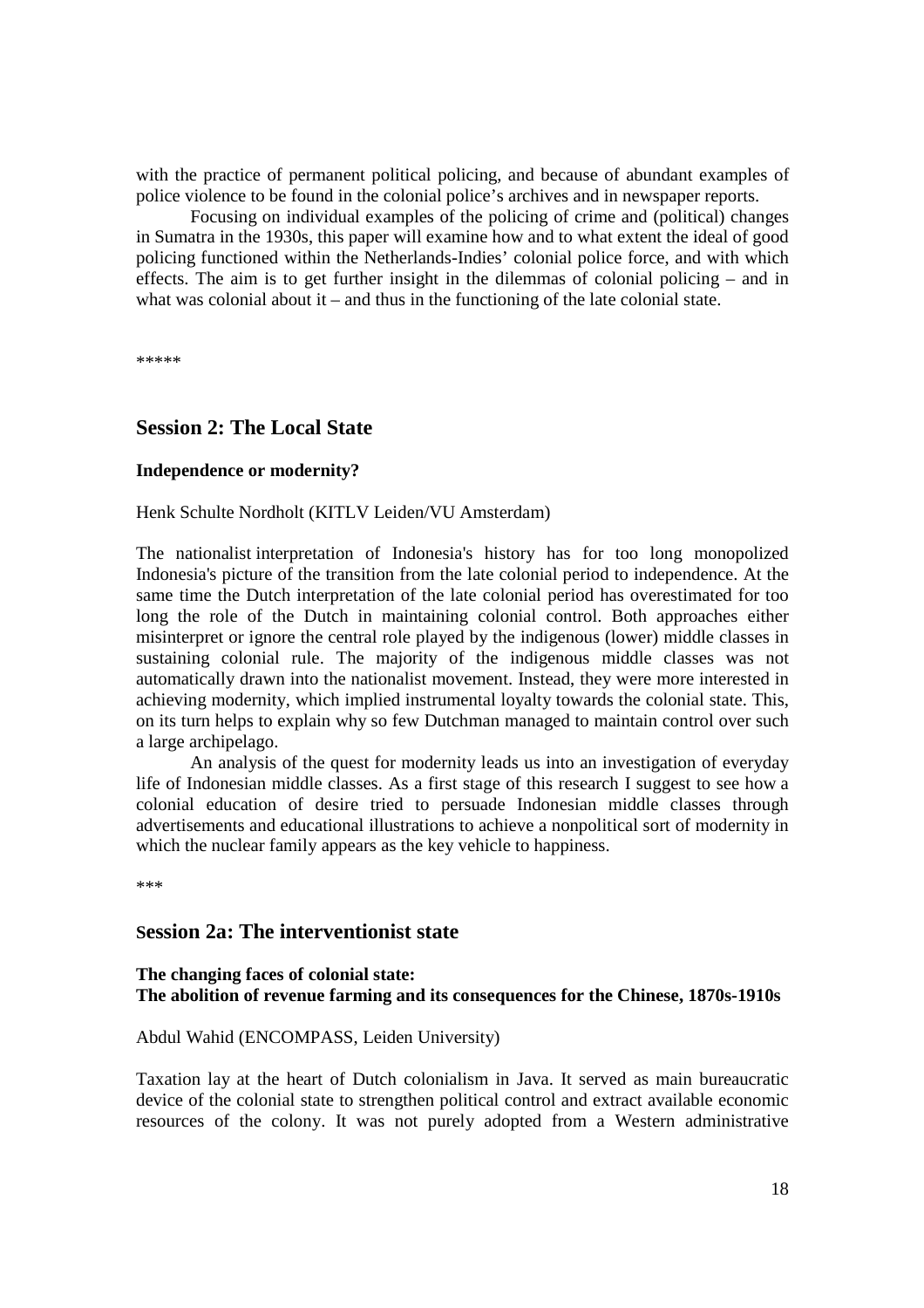with the practice of permanent political policing, and because of abundant examples of police violence to be found in the colonial police's archives and in newspaper reports.

Focusing on individual examples of the policing of crime and (political) changes in Sumatra in the 1930s, this paper will examine how and to what extent the ideal of good policing functioned within the Netherlands-Indies' colonial police force, and with which effects. The aim is to get further insight in the dilemmas of colonial policing – and in what was colonial about it – and thus in the functioning of the late colonial state.

*****

## Session 2: The Local State

**Independence or modernity?**

Henk Schulte Nordholt (KITLV Leiden/VU Amsterdam)

The nationalist interpretation of Indonesia's history has for too long monopolized Indonesia's picture of the transition from the late colonial period to independence. At the same time the Dutch interpretation of the late colonial period has overestimated for too long the role of the Dutch in maintaining colonial control. Both approaches either misinterpret or ignore the central role played by the indigenous (lower) middle classes in sustaining colonial rule. The majority of the indigenous middle classes was not automatically drawn into the nationalist movement. Instead, they were more interested in achieving modernity, which implied instrumental loyalty towards the colonial state. This, on its turn helps to explain why so few Dutchman managed to maintain control over such a large archipelago.

An analysis of the quest for modernity leads us into an investigation of everyday life of Indonesian middle classes. As a first stage of this research I suggest to see how a colonial education of desire tried to persuade Indonesian middle classes through advertisements and educational illustrations to achieve a nonpolitical sort of modernity in which the nuclear family appears as the key vehicle to happiness.

***

## Session 2a: The interventionist state

**The changing faces of colonial state:**
**The abolition of revenue farming and its consequences for the Chinese, 1870s-1910s**

Abdul Wahid (ENCOMPASS, Leiden University)

Taxation lay at the heart of Dutch colonialism in Java. It served as main bureaucratic device of the colonial state to strengthen political control and extract available economic resources of the colony. It was not purely adopted from a Western administrative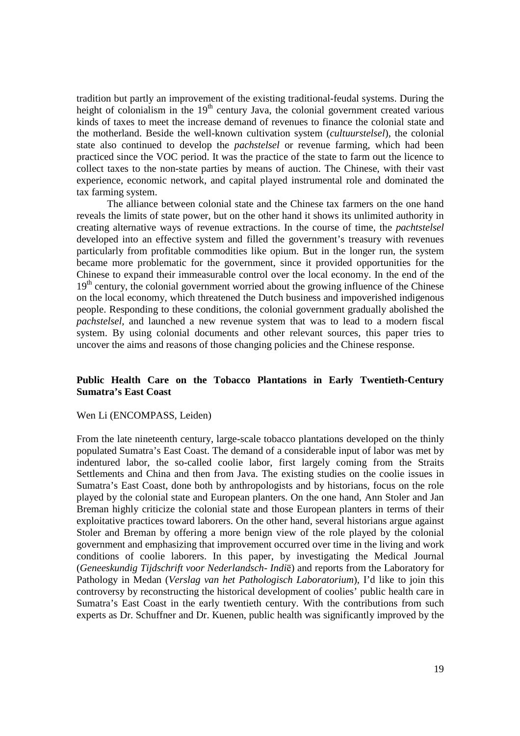tradition but partly an improvement of the existing traditional-feudal systems. During the height of colonialism in the 19th century Java, the colonial government created various kinds of taxes to meet the increase demand of revenues to finance the colonial state and the motherland. Beside the well-known cultivation system (*cultuurstelsel*), the colonial state also continued to develop the *pachstelsel* or revenue farming, which had been practiced since the VOC period. It was the practice of the state to farm out the licence to collect taxes to the non-state parties by means of auction. The Chinese, with their vast experience, economic network, and capital played instrumental role and dominated the tax farming system.

The alliance between colonial state and the Chinese tax farmers on the one hand reveals the limits of state power, but on the other hand it shows its unlimited authority in creating alternative ways of revenue extractions. In the course of time, the *pachtstelsel* developed into an effective system and filled the government's treasury with revenues particularly from profitable commodities like opium. But in the longer run, the system became more problematic for the government, since it provided opportunities for the Chinese to expand their immeasurable control over the local economy. In the end of the 19th century, the colonial government worried about the growing influence of the Chinese on the local economy, which threatened the Dutch business and impoverished indigenous people. Responding to these conditions, the colonial government gradually abolished the *pachstelsel*, and launched a new revenue system that was to lead to a modern fiscal system. By using colonial documents and other relevant sources, this paper tries to uncover the aims and reasons of those changing policies and the Chinese response.

**Public Health Care on the Tobacco Plantations in Early Twentieth-Century Sumatra's East Coast**

Wen Li (ENCOMPASS, Leiden)

From the late nineteenth century, large-scale tobacco plantations developed on the thinly populated Sumatra's East Coast. The demand of a considerable input of labor was met by indentured labor, the so-called coolie labor, first largely coming from the Straits Settlements and China and then from Java. The existing studies on the coolie issues in Sumatra's East Coast, done both by anthropologists and by historians, focus on the role played by the colonial state and European planters. On the one hand, Ann Stoler and Jan Breman highly criticize the colonial state and those European planters in terms of their exploitative practices toward laborers. On the other hand, several historians argue against Stoler and Breman by offering a more benign view of the role played by the colonial government and emphasizing that improvement occurred over time in the living and work conditions of coolie laborers. In this paper, by investigating the Medical Journal (*Geneeskundig Tijdschrift voor Nederlandsch- Indi*ë) and reports from the Laboratory for Pathology in Medan (*Verslag van het Pathologisch Laboratorium*), I'd like to join this controversy by reconstructing the historical development of coolies' public health care in Sumatra's East Coast in the early twentieth century. With the contributions from such experts as Dr. Schuffner and Dr. Kuenen, public health was significantly improved by the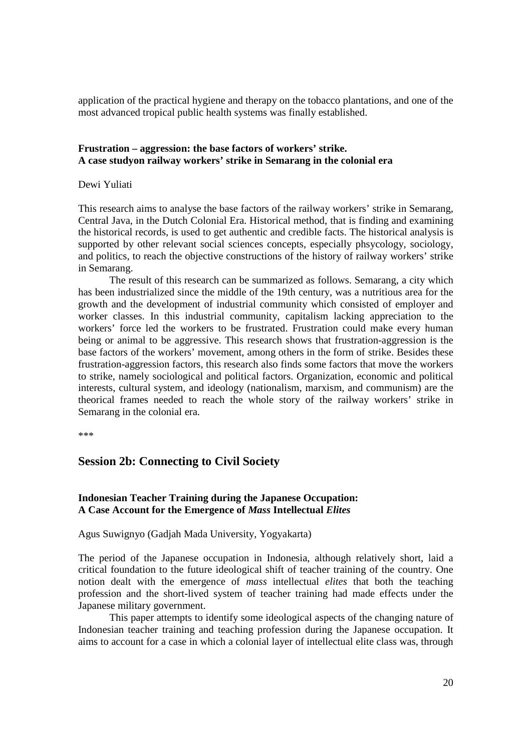application of the practical hygiene and therapy on the tobacco plantations, and one of the most advanced tropical public health systems was finally established.

### Frustration – aggression: the base factors of workers' strike. A case studyon railway workers' strike in Semarang in the colonial era

Dewi Yuliati

This research aims to analyse the base factors of the railway workers' strike in Semarang, Central Java, in the Dutch Colonial Era. Historical method, that is finding and examining the historical records, is used to get authentic and credible facts. The historical analysis is supported by other relevant social sciences concepts, especially phsycology, sociology, and politics, to reach the objective constructions of the history of railway workers' strike in Semarang.

The result of this research can be summarized as follows. Semarang, a city which has been industrialized since the middle of the 19th century, was a nutritious area for the growth and the development of industrial community which consisted of employer and worker classes. In this industrial community, capitalism lacking appreciation to the workers' force led the workers to be frustrated. Frustration could make every human being or animal to be aggressive. This research shows that frustration-aggression is the base factors of the workers' movement, among others in the form of strike. Besides these frustration-aggression factors, this research also finds some factors that move the workers to strike, namely sociological and political factors. Organization, economic and political interests, cultural system, and ideology (nationalism, marxism, and communism) are the theorical frames needed to reach the whole story of the railway workers' strike in Semarang in the colonial era.

***

## Session 2b: Connecting to Civil Society

### Indonesian Teacher Training during the Japanese Occupation: A Case Account for the Emergence of *Mass* Intellectual *Elites*

Agus Suwignyo (Gadjah Mada University, Yogyakarta)

The period of the Japanese occupation in Indonesia, although relatively short, laid a critical foundation to the future ideological shift of teacher training of the country. One notion dealt with the emergence of *mass* intellectual *elites* that both the teaching profession and the short-lived system of teacher training had made effects under the Japanese military government.

This paper attempts to identify some ideological aspects of the changing nature of Indonesian teacher training and teaching profession during the Japanese occupation. It aims to account for a case in which a colonial layer of intellectual elite class was, through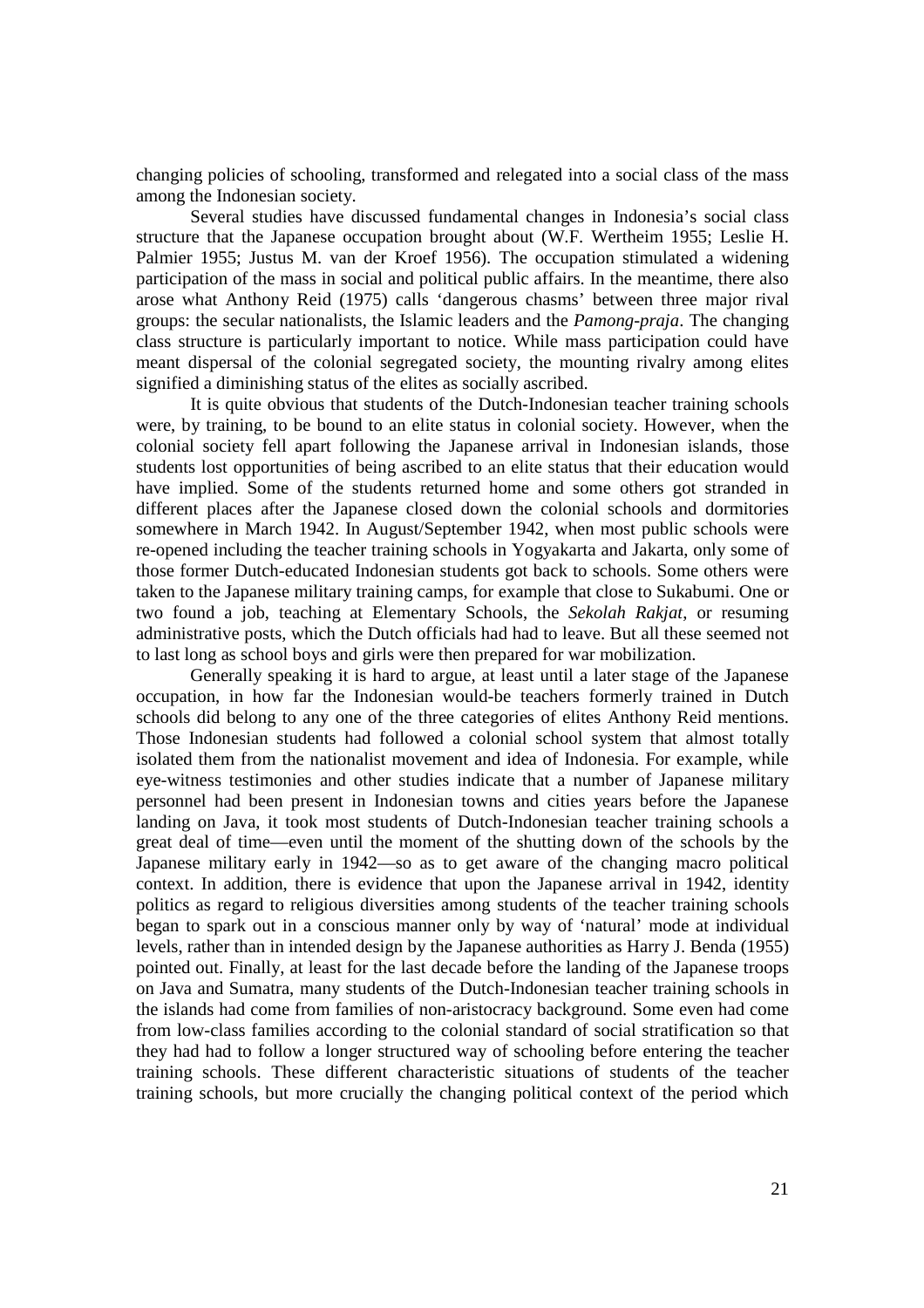changing policies of schooling, transformed and relegated into a social class of the mass among the Indonesian society.

Several studies have discussed fundamental changes in Indonesia's social class structure that the Japanese occupation brought about (W.F. Wertheim 1955; Leslie H. Palmier 1955; Justus M. van der Kroef 1956). The occupation stimulated a widening participation of the mass in social and political public affairs. In the meantime, there also arose what Anthony Reid (1975) calls 'dangerous chasms' between three major rival groups: the secular nationalists, the Islamic leaders and the *Pamong-praja*. The changing class structure is particularly important to notice. While mass participation could have meant dispersal of the colonial segregated society, the mounting rivalry among elites signified a diminishing status of the elites as socially ascribed.

It is quite obvious that students of the Dutch-Indonesian teacher training schools were, by training, to be bound to an elite status in colonial society. However, when the colonial society fell apart following the Japanese arrival in Indonesian islands, those students lost opportunities of being ascribed to an elite status that their education would have implied. Some of the students returned home and some others got stranded in different places after the Japanese closed down the colonial schools and dormitories somewhere in March 1942. In August/September 1942, when most public schools were re-opened including the teacher training schools in Yogyakarta and Jakarta, only some of those former Dutch-educated Indonesian students got back to schools. Some others were taken to the Japanese military training camps, for example that close to Sukabumi. One or two found a job, teaching at Elementary Schools, the *Sekolah Rakjat*, or resuming administrative posts, which the Dutch officials had had to leave. But all these seemed not to last long as school boys and girls were then prepared for war mobilization.

Generally speaking it is hard to argue, at least until a later stage of the Japanese occupation, in how far the Indonesian would-be teachers formerly trained in Dutch schools did belong to any one of the three categories of elites Anthony Reid mentions. Those Indonesian students had followed a colonial school system that almost totally isolated them from the nationalist movement and idea of Indonesia. For example, while eye-witness testimonies and other studies indicate that a number of Japanese military personnel had been present in Indonesian towns and cities years before the Japanese landing on Java, it took most students of Dutch-Indonesian teacher training schools a great deal of time—even until the moment of the shutting down of the schools by the Japanese military early in 1942—so as to get aware of the changing macro political context. In addition, there is evidence that upon the Japanese arrival in 1942, identity politics as regard to religious diversities among students of the teacher training schools began to spark out in a conscious manner only by way of 'natural' mode at individual levels, rather than in intended design by the Japanese authorities as Harry J. Benda (1955) pointed out. Finally, at least for the last decade before the landing of the Japanese troops on Java and Sumatra, many students of the Dutch-Indonesian teacher training schools in the islands had come from families of non-aristocracy background. Some even had come from low-class families according to the colonial standard of social stratification so that they had had to follow a longer structured way of schooling before entering the teacher training schools. These different characteristic situations of students of the teacher training schools, but more crucially the changing political context of the period which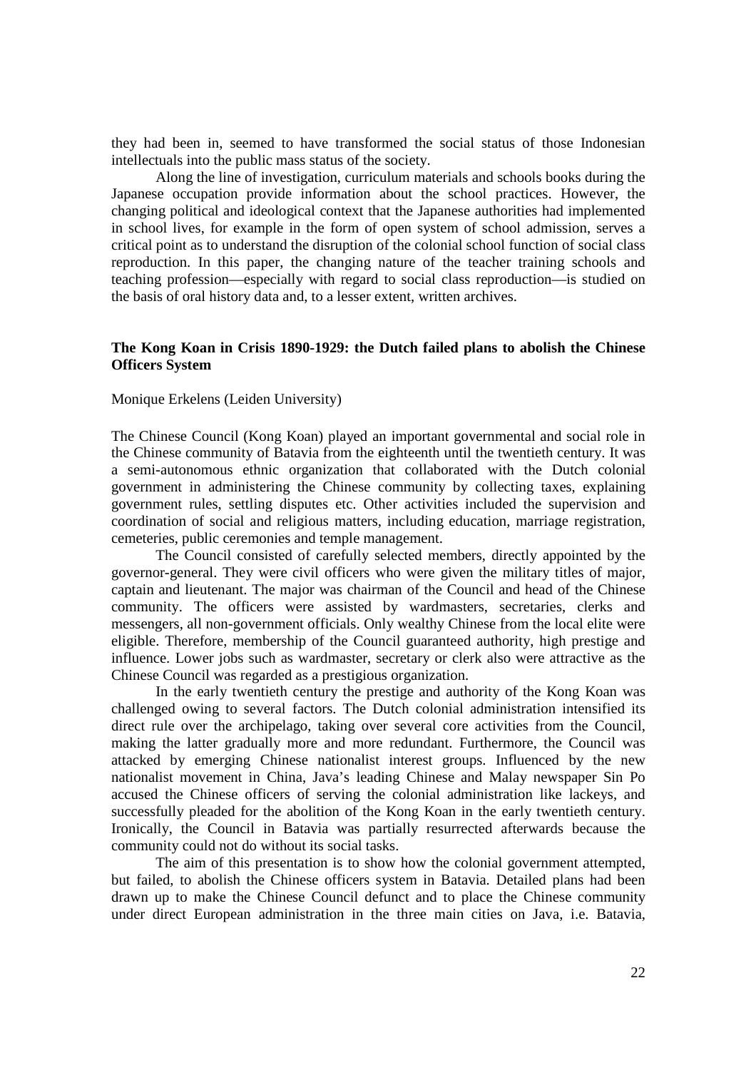they had been in, seemed to have transformed the social status of those Indonesian intellectuals into the public mass status of the society.

Along the line of investigation, curriculum materials and schools books during the Japanese occupation provide information about the school practices. However, the changing political and ideological context that the Japanese authorities had implemented in school lives, for example in the form of open system of school admission, serves a critical point as to understand the disruption of the colonial school function of social class reproduction. In this paper, the changing nature of the teacher training schools and teaching profession—especially with regard to social class reproduction—is studied on the basis of oral history data and, to a lesser extent, written archives.

### The Kong Koan in Crisis 1890-1929: the Dutch failed plans to abolish the Chinese Officers System

Monique Erkelens (Leiden University)

The Chinese Council (Kong Koan) played an important governmental and social role in the Chinese community of Batavia from the eighteenth until the twentieth century. It was a semi-autonomous ethnic organization that collaborated with the Dutch colonial government in administering the Chinese community by collecting taxes, explaining government rules, settling disputes etc. Other activities included the supervision and coordination of social and religious matters, including education, marriage registration, cemeteries, public ceremonies and temple management.

The Council consisted of carefully selected members, directly appointed by the governor-general. They were civil officers who were given the military titles of major, captain and lieutenant. The major was chairman of the Council and head of the Chinese community. The officers were assisted by wardmasters, secretaries, clerks and messengers, all non-government officials. Only wealthy Chinese from the local elite were eligible. Therefore, membership of the Council guaranteed authority, high prestige and influence. Lower jobs such as wardmaster, secretary or clerk also were attractive as the Chinese Council was regarded as a prestigious organization.

In the early twentieth century the prestige and authority of the Kong Koan was challenged owing to several factors. The Dutch colonial administration intensified its direct rule over the archipelago, taking over several core activities from the Council, making the latter gradually more and more redundant. Furthermore, the Council was attacked by emerging Chinese nationalist interest groups. Influenced by the new nationalist movement in China, Java's leading Chinese and Malay newspaper Sin Po accused the Chinese officers of serving the colonial administration like lackeys, and successfully pleaded for the abolition of the Kong Koan in the early twentieth century. Ironically, the Council in Batavia was partially resurrected afterwards because the community could not do without its social tasks.

The aim of this presentation is to show how the colonial government attempted, but failed, to abolish the Chinese officers system in Batavia. Detailed plans had been drawn up to make the Chinese Council defunct and to place the Chinese community under direct European administration in the three main cities on Java, i.e. Batavia,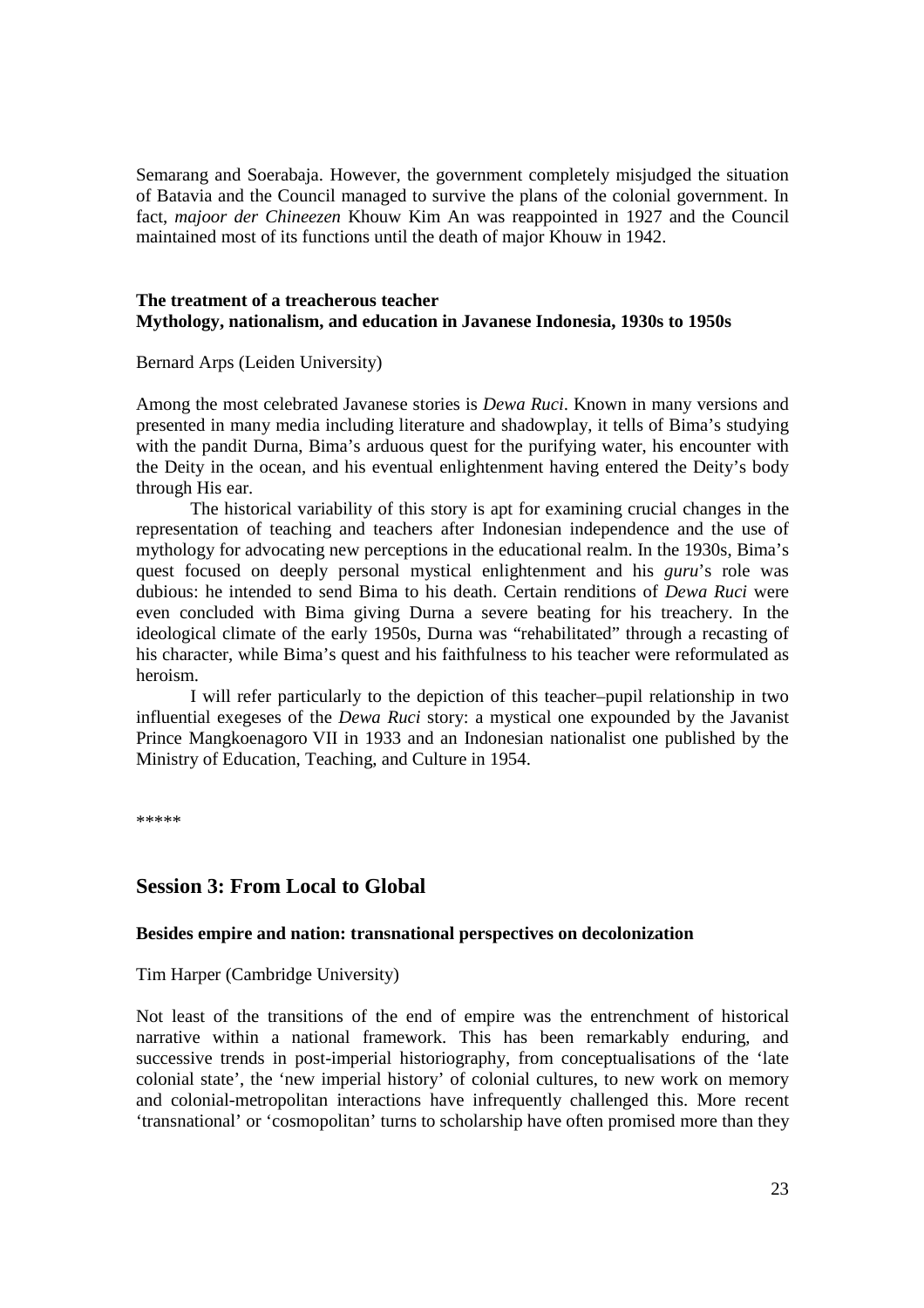Semarang and Soerabaja. However, the government completely misjudged the situation of Batavia and the Council managed to survive the plans of the colonial government. In fact, *majoor der Chineezen* Khouw Kim An was reappointed in 1927 and the Council maintained most of its functions until the death of major Khouw in 1942.

**The treatment of a treacherous teacher**
**Mythology, nationalism, and education in Javanese Indonesia, 1930s to 1950s**

Bernard Arps (Leiden University)

Among the most celebrated Javanese stories is *Dewa Ruci*. Known in many versions and presented in many media including literature and shadowplay, it tells of Bima's studying with the pandit Durna, Bima's arduous quest for the purifying water, his encounter with the Deity in the ocean, and his eventual enlightenment having entered the Deity's body through His ear.

The historical variability of this story is apt for examining crucial changes in the representation of teaching and teachers after Indonesian independence and the use of mythology for advocating new perceptions in the educational realm. In the 1930s, Bima's quest focused on deeply personal mystical enlightenment and his *guru*'s role was dubious: he intended to send Bima to his death. Certain renditions of *Dewa Ruci* were even concluded with Bima giving Durna a severe beating for his treachery. In the ideological climate of the early 1950s, Durna was "rehabilitated" through a recasting of his character, while Bima's quest and his faithfulness to his teacher were reformulated as heroism.

I will refer particularly to the depiction of this teacher–pupil relationship in two influential exegeses of the *Dewa Ruci* story: a mystical one expounded by the Javanist Prince Mangkoenagoro VII in 1933 and an Indonesian nationalist one published by the Ministry of Education, Teaching, and Culture in 1954.

*****

## Session 3: From Local to Global

**Besides empire and nation: transnational perspectives on decolonization**

Tim Harper (Cambridge University)

Not least of the transitions of the end of empire was the entrenchment of historical narrative within a national framework. This has been remarkably enduring, and successive trends in post-imperial historiography, from conceptualisations of the 'late colonial state', the 'new imperial history' of colonial cultures, to new work on memory and colonial-metropolitan interactions have infrequently challenged this. More recent 'transnational' or 'cosmopolitan' turns to scholarship have often promised more than they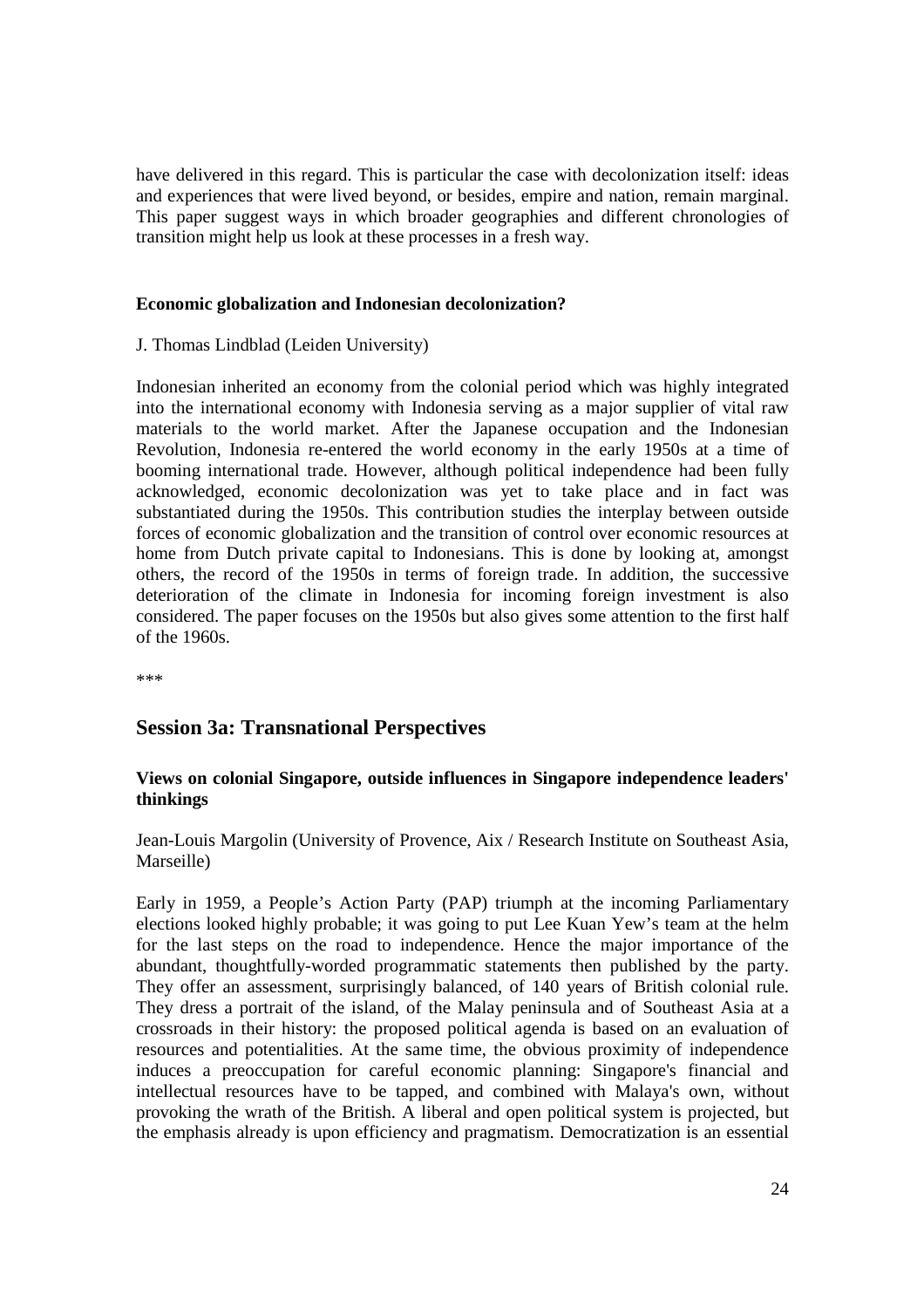have delivered in this regard. This is particular the case with decolonization itself: ideas and experiences that were lived beyond, or besides, empire and nation, remain marginal. This paper suggest ways in which broader geographies and different chronologies of transition might help us look at these processes in a fresh way.

**Economic globalization and Indonesian decolonization?**

J. Thomas Lindblad (Leiden University)

Indonesian inherited an economy from the colonial period which was highly integrated into the international economy with Indonesia serving as a major supplier of vital raw materials to the world market. After the Japanese occupation and the Indonesian Revolution, Indonesia re-entered the world economy in the early 1950s at a time of booming international trade. However, although political independence had been fully acknowledged, economic decolonization was yet to take place and in fact was substantiated during the 1950s. This contribution studies the interplay between outside forces of economic globalization and the transition of control over economic resources at home from Dutch private capital to Indonesians. This is done by looking at, amongst others, the record of the 1950s in terms of foreign trade. In addition, the successive deterioration of the climate in Indonesia for incoming foreign investment is also considered. The paper focuses on the 1950s but also gives some attention to the first half of the 1960s.

***

## Session 3a: Transnational Perspectives

**Views on colonial Singapore, outside influences in Singapore independence leaders' thinkings**

Jean-Louis Margolin (University of Provence, Aix / Research Institute on Southeast Asia, Marseille)

Early in 1959, a People's Action Party (PAP) triumph at the incoming Parliamentary elections looked highly probable; it was going to put Lee Kuan Yew's team at the helm for the last steps on the road to independence. Hence the major importance of the abundant, thoughtfully-worded programmatic statements then published by the party. They offer an assessment, surprisingly balanced, of 140 years of British colonial rule. They dress a portrait of the island, of the Malay peninsula and of Southeast Asia at a crossroads in their history: the proposed political agenda is based on an evaluation of resources and potentialities. At the same time, the obvious proximity of independence induces a preoccupation for careful economic planning: Singapore's financial and intellectual resources have to be tapped, and combined with Malaya's own, without provoking the wrath of the British. A liberal and open political system is projected, but the emphasis already is upon efficiency and pragmatism. Democratization is an essential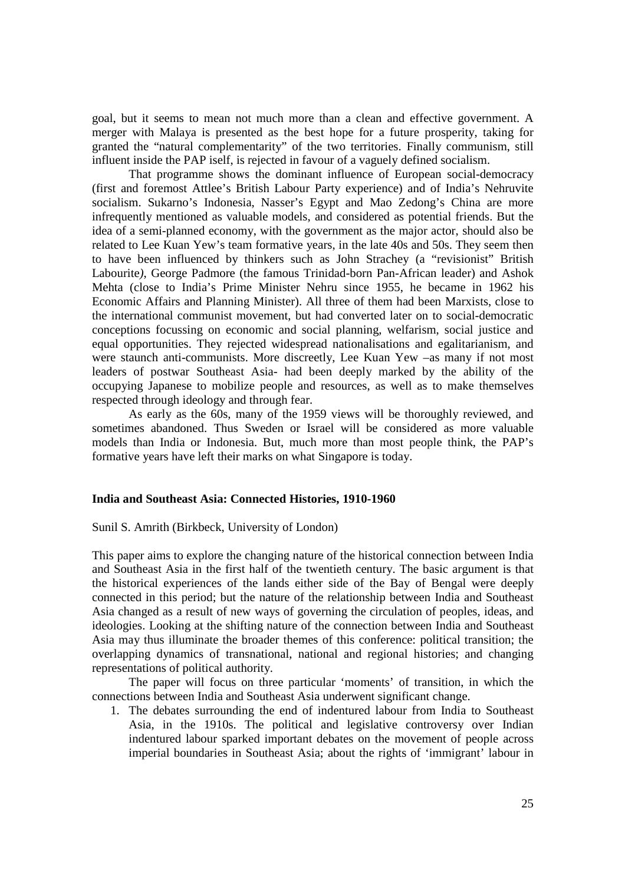goal, but it seems to mean not much more than a clean and effective government. A merger with Malaya is presented as the best hope for a future prosperity, taking for granted the "natural complementarity" of the two territories. Finally communism, still influent inside the PAP iself, is rejected in favour of a vaguely defined socialism.

That programme shows the dominant influence of European social-democracy (first and foremost Attlee's British Labour Party experience) and of India's Nehruvite socialism. Sukarno's Indonesia, Nasser's Egypt and Mao Zedong's China are more infrequently mentioned as valuable models, and considered as potential friends. But the idea of a semi-planned economy, with the government as the major actor, should also be related to Lee Kuan Yew's team formative years, in the late 40s and 50s. They seem then to have been influenced by thinkers such as John Strachey (a "revisionist" British Labourite*)*, George Padmore (the famous Trinidad-born Pan-African leader) and Ashok Mehta (close to India's Prime Minister Nehru since 1955, he became in 1962 his Economic Affairs and Planning Minister). All three of them had been Marxists, close to the international communist movement, but had converted later on to social-democratic conceptions focussing on economic and social planning, welfarism, social justice and equal opportunities. They rejected widespread nationalisations and egalitarianism, and were staunch anti-communists. More discreetly, Lee Kuan Yew –as many if not most leaders of postwar Southeast Asia- had been deeply marked by the ability of the occupying Japanese to mobilize people and resources, as well as to make themselves respected through ideology and through fear.

As early as the 60s, many of the 1959 views will be thoroughly reviewed, and sometimes abandoned. Thus Sweden or Israel will be considered as more valuable models than India or Indonesia. But, much more than most people think, the PAP's formative years have left their marks on what Singapore is today.

## India and Southeast Asia: Connected Histories, 1910-1960

Sunil S. Amrith (Birkbeck, University of London)

This paper aims to explore the changing nature of the historical connection between India and Southeast Asia in the first half of the twentieth century. The basic argument is that the historical experiences of the lands either side of the Bay of Bengal were deeply connected in this period; but the nature of the relationship between India and Southeast Asia changed as a result of new ways of governing the circulation of peoples, ideas, and ideologies. Looking at the shifting nature of the connection between India and Southeast Asia may thus illuminate the broader themes of this conference: political transition; the overlapping dynamics of transnational, national and regional histories; and changing representations of political authority.

The paper will focus on three particular 'moments' of transition, in which the connections between India and Southeast Asia underwent significant change.

1. The debates surrounding the end of indentured labour from India to Southeast Asia, in the 1910s. The political and legislative controversy over Indian indentured labour sparked important debates on the movement of people across imperial boundaries in Southeast Asia; about the rights of 'immigrant' labour in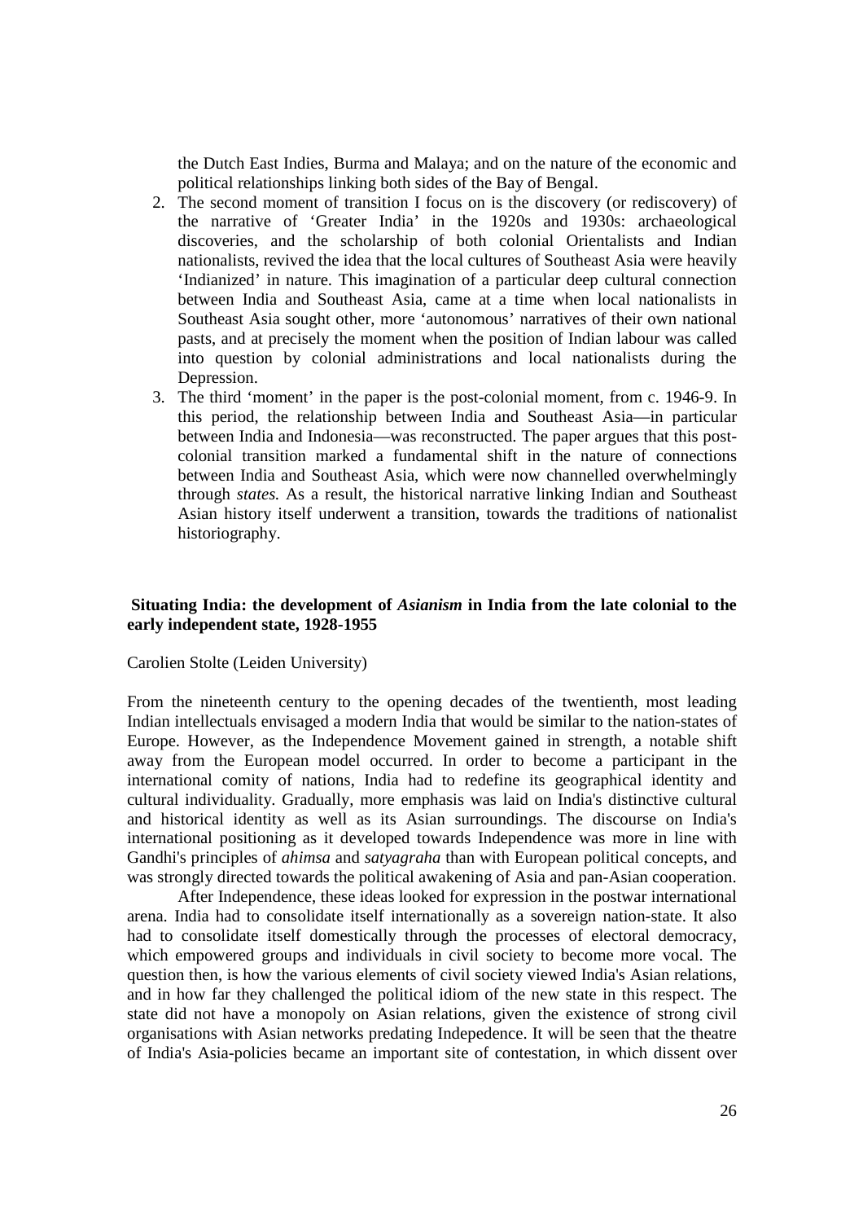the Dutch East Indies, Burma and Malaya; and on the nature of the economic and political relationships linking both sides of the Bay of Bengal.

2. The second moment of transition I focus on is the discovery (or rediscovery) of the narrative of 'Greater India' in the 1920s and 1930s: archaeological discoveries, and the scholarship of both colonial Orientalists and Indian nationalists, revived the idea that the local cultures of Southeast Asia were heavily 'Indianized' in nature. This imagination of a particular deep cultural connection between India and Southeast Asia, came at a time when local nationalists in Southeast Asia sought other, more 'autonomous' narratives of their own national pasts, and at precisely the moment when the position of Indian labour was called into question by colonial administrations and local nationalists during the Depression.
3. The third 'moment' in the paper is the post-colonial moment, from c. 1946-9. In this period, the relationship between India and Southeast Asia—in particular between India and Indonesia—was reconstructed. The paper argues that this post-colonial transition marked a fundamental shift in the nature of connections between India and Southeast Asia, which were now channelled overwhelmingly through *states.* As a result, the historical narrative linking Indian and Southeast Asian history itself underwent a transition, towards the traditions of nationalist historiography.

## Situating India: the development of *Asianism* in India from the late colonial to the early independent state, 1928-1955

Carolien Stolte (Leiden University)

From the nineteenth century to the opening decades of the twentieth, most leading Indian intellectuals envisaged a modern India that would be similar to the nation-states of Europe. However, as the Independence Movement gained in strength, a notable shift away from the European model occurred. In order to become a participant in the international comity of nations, India had to redefine its geographical identity and cultural individuality. Gradually, more emphasis was laid on India's distinctive cultural and historical identity as well as its Asian surroundings. The discourse on India's international positioning as it developed towards Independence was more in line with Gandhi's principles of *ahimsa* and *satyagraha* than with European political concepts, and was strongly directed towards the political awakening of Asia and pan-Asian cooperation.

After Independence, these ideas looked for expression in the postwar international arena. India had to consolidate itself internationally as a sovereign nation-state. It also had to consolidate itself domestically through the processes of electoral democracy, which empowered groups and individuals in civil society to become more vocal. The question then, is how the various elements of civil society viewed India's Asian relations, and in how far they challenged the political idiom of the new state in this respect. The state did not have a monopoly on Asian relations, given the existence of strong civil organisations with Asian networks predating Indepedence. It will be seen that the theatre of India's Asia-policies became an important site of contestation, in which dissent over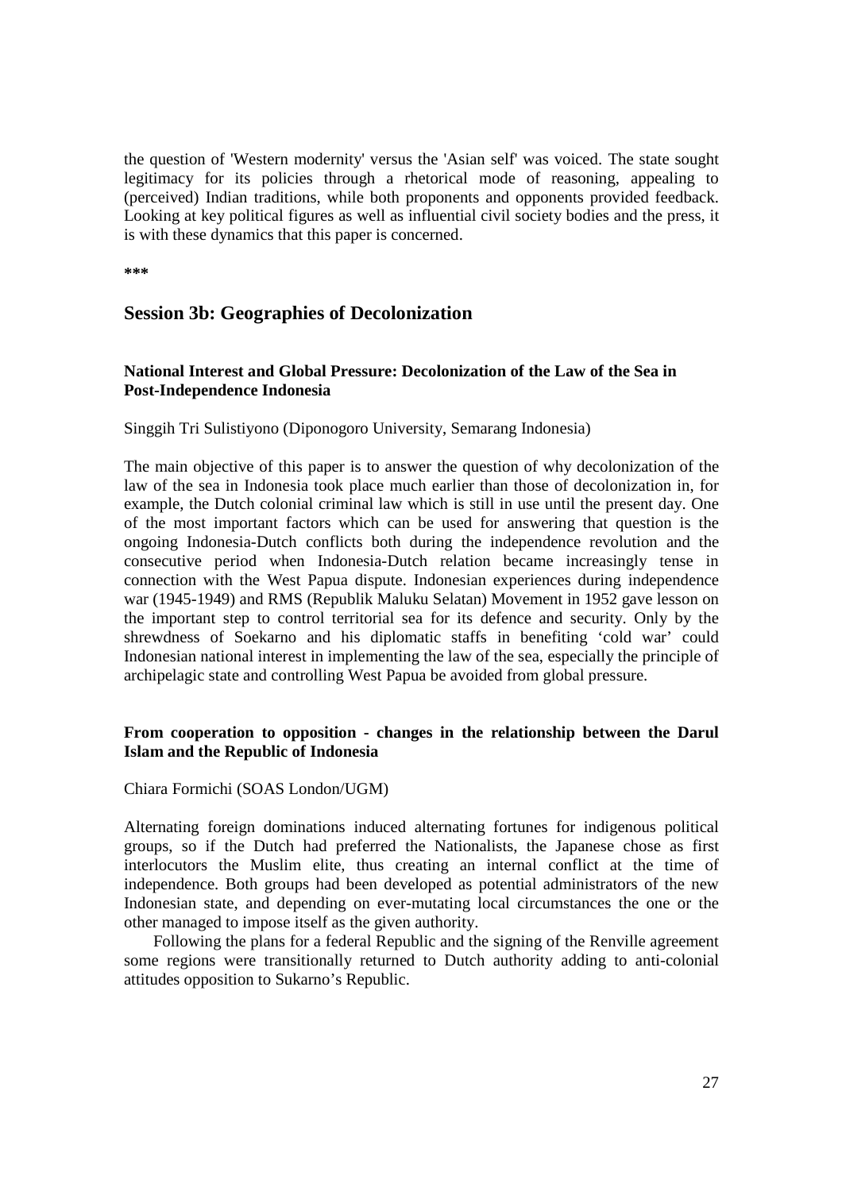the question of 'Western modernity' versus the 'Asian self' was voiced. The state sought legitimacy for its policies through a rhetorical mode of reasoning, appealing to (perceived) Indian traditions, while both proponents and opponents provided feedback. Looking at key political figures as well as influential civil society bodies and the press, it is with these dynamics that this paper is concerned.

***

## Session 3b: Geographies of Decolonization

### National Interest and Global Pressure: Decolonization of the Law of the Sea in Post-Independence Indonesia

Singgih Tri Sulistiyono (Diponogoro University, Semarang Indonesia)

The main objective of this paper is to answer the question of why decolonization of the law of the sea in Indonesia took place much earlier than those of decolonization in, for example, the Dutch colonial criminal law which is still in use until the present day. One of the most important factors which can be used for answering that question is the ongoing Indonesia-Dutch conflicts both during the independence revolution and the consecutive period when Indonesia-Dutch relation became increasingly tense in connection with the West Papua dispute. Indonesian experiences during independence war (1945-1949) and RMS (Republik Maluku Selatan) Movement in 1952 gave lesson on the important step to control territorial sea for its defence and security. Only by the shrewdness of Soekarno and his diplomatic staffs in benefiting 'cold war' could Indonesian national interest in implementing the law of the sea, especially the principle of archipelagic state and controlling West Papua be avoided from global pressure.

### From cooperation to opposition - changes in the relationship between the Darul Islam and the Republic of Indonesia

Chiara Formichi (SOAS London/UGM)

Alternating foreign dominations induced alternating fortunes for indigenous political groups, so if the Dutch had preferred the Nationalists, the Japanese chose as first interlocutors the Muslim elite, thus creating an internal conflict at the time of independence. Both groups had been developed as potential administrators of the new Indonesian state, and depending on ever-mutating local circumstances the one or the other managed to impose itself as the given authority.

Following the plans for a federal Republic and the signing of the Renville agreement some regions were transitionally returned to Dutch authority adding to anti-colonial attitudes opposition to Sukarno's Republic.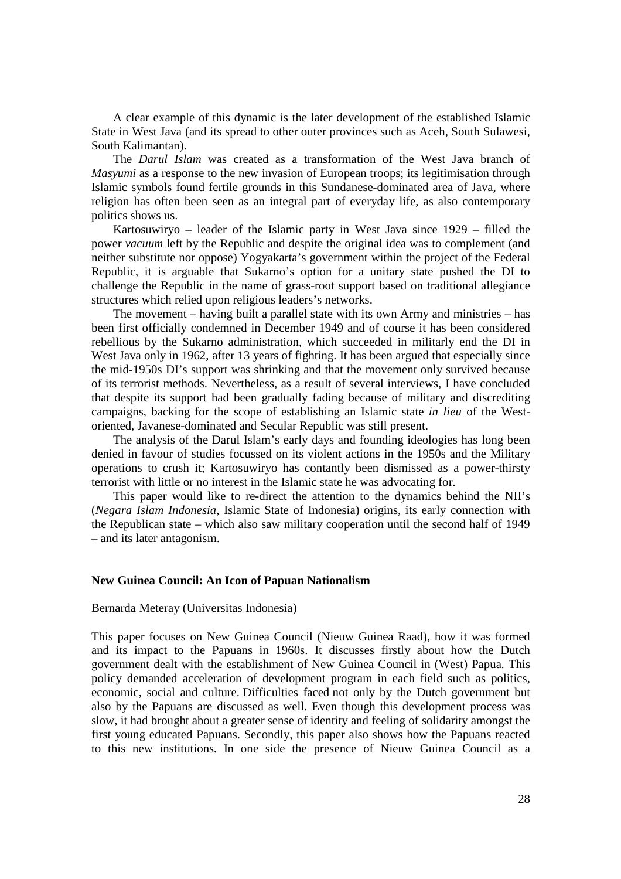A clear example of this dynamic is the later development of the established Islamic State in West Java (and its spread to other outer provinces such as Aceh, South Sulawesi, South Kalimantan).

The *Darul Islam* was created as a transformation of the West Java branch of *Masyumi* as a response to the new invasion of European troops; its legitimisation through Islamic symbols found fertile grounds in this Sundanese-dominated area of Java, where religion has often been seen as an integral part of everyday life, as also contemporary politics shows us.

Kartosuwiryo – leader of the Islamic party in West Java since 1929 – filled the power *vacuum* left by the Republic and despite the original idea was to complement (and neither substitute nor oppose) Yogyakarta's government within the project of the Federal Republic, it is arguable that Sukarno's option for a unitary state pushed the DI to challenge the Republic in the name of grass-root support based on traditional allegiance structures which relied upon religious leaders's networks.

The movement – having built a parallel state with its own Army and ministries – has been first officially condemned in December 1949 and of course it has been considered rebellious by the Sukarno administration, which succeeded in militarly end the DI in West Java only in 1962, after 13 years of fighting. It has been argued that especially since the mid-1950s DI's support was shrinking and that the movement only survived because of its terrorist methods. Nevertheless, as a result of several interviews, I have concluded that despite its support had been gradually fading because of military and discrediting campaigns, backing for the scope of establishing an Islamic state *in lieu* of the West-oriented, Javanese-dominated and Secular Republic was still present.

The analysis of the Darul Islam's early days and founding ideologies has long been denied in favour of studies focussed on its violent actions in the 1950s and the Military operations to crush it; Kartosuwiryo has contantly been dismissed as a power-thirsty terrorist with little or no interest in the Islamic state he was advocating for.

This paper would like to re-direct the attention to the dynamics behind the NII's (*Negara Islam Indonesia*, Islamic State of Indonesia) origins, its early connection with the Republican state – which also saw military cooperation until the second half of 1949 – and its later antagonism.

### New Guinea Council: An Icon of Papuan Nationalism

Bernarda Meteray (Universitas Indonesia)

This paper focuses on New Guinea Council (Nieuw Guinea Raad), how it was formed and its impact to the Papuans in 1960s. It discusses firstly about how the Dutch government dealt with the establishment of New Guinea Council in (West) Papua. This policy demanded acceleration of development program in each field such as politics, economic, social and culture. Difficulties faced not only by the Dutch government but also by the Papuans are discussed as well. Even though this development process was slow, it had brought about a greater sense of identity and feeling of solidarity amongst the first young educated Papuans. Secondly, this paper also shows how the Papuans reacted to this new institutions. In one side the presence of Nieuw Guinea Council as a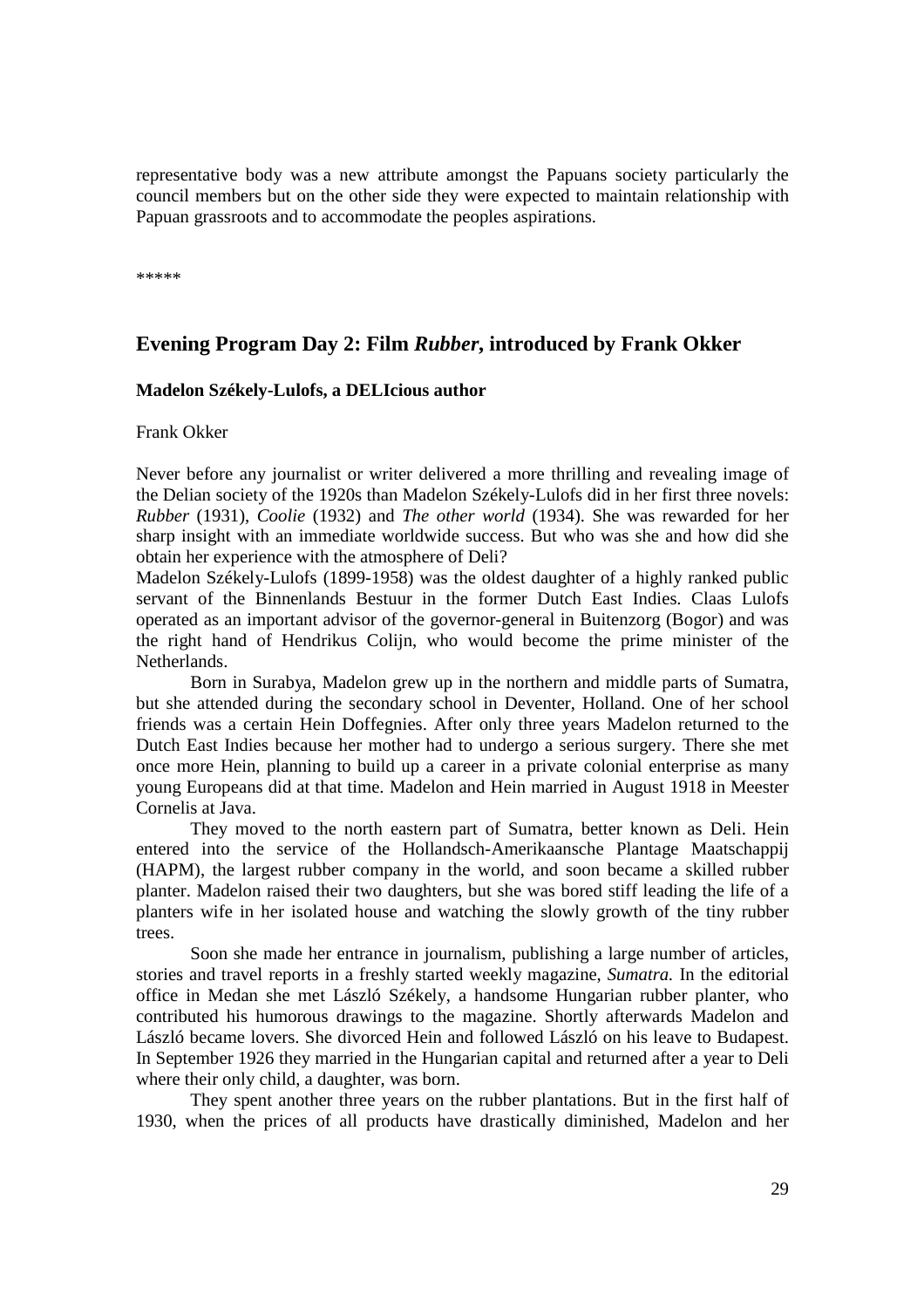representative body was a new attribute amongst the Papuans society particularly the council members but on the other side they were expected to maintain relationship with Papuan grassroots and to accommodate the peoples aspirations.

*****

## Evening Program Day 2: Film *Rubber*, introduced by Frank Okker

### Madelon Székely-Lulofs, a DELIcious author

Frank Okker

Never before any journalist or writer delivered a more thrilling and revealing image of the Delian society of the 1920s than Madelon Székely-Lulofs did in her first three novels: *Rubber* (1931), *Coolie* (1932) and *The other world* (1934). She was rewarded for her sharp insight with an immediate worldwide success. But who was she and how did she obtain her experience with the atmosphere of Deli?

Madelon Székely-Lulofs (1899-1958) was the oldest daughter of a highly ranked public servant of the Binnenlands Bestuur in the former Dutch East Indies. Claas Lulofs operated as an important advisor of the governor-general in Buitenzorg (Bogor) and was the right hand of Hendrikus Colijn, who would become the prime minister of the Netherlands.

Born in Surabya, Madelon grew up in the northern and middle parts of Sumatra, but she attended during the secondary school in Deventer, Holland. One of her school friends was a certain Hein Doffegnies. After only three years Madelon returned to the Dutch East Indies because her mother had to undergo a serious surgery. There she met once more Hein, planning to build up a career in a private colonial enterprise as many young Europeans did at that time. Madelon and Hein married in August 1918 in Meester Cornelis at Java.

They moved to the north eastern part of Sumatra, better known as Deli. Hein entered into the service of the Hollandsch-Amerikaansche Plantage Maatschappij (HAPM), the largest rubber company in the world, and soon became a skilled rubber planter. Madelon raised their two daughters, but she was bored stiff leading the life of a planters wife in her isolated house and watching the slowly growth of the tiny rubber trees.

Soon she made her entrance in journalism, publishing a large number of articles, stories and travel reports in a freshly started weekly magazine, *Sumatra.* In the editorial office in Medan she met László Székely, a handsome Hungarian rubber planter, who contributed his humorous drawings to the magazine. Shortly afterwards Madelon and László became lovers. She divorced Hein and followed László on his leave to Budapest. In September 1926 they married in the Hungarian capital and returned after a year to Deli where their only child, a daughter, was born.

They spent another three years on the rubber plantations. But in the first half of 1930, when the prices of all products have drastically diminished, Madelon and her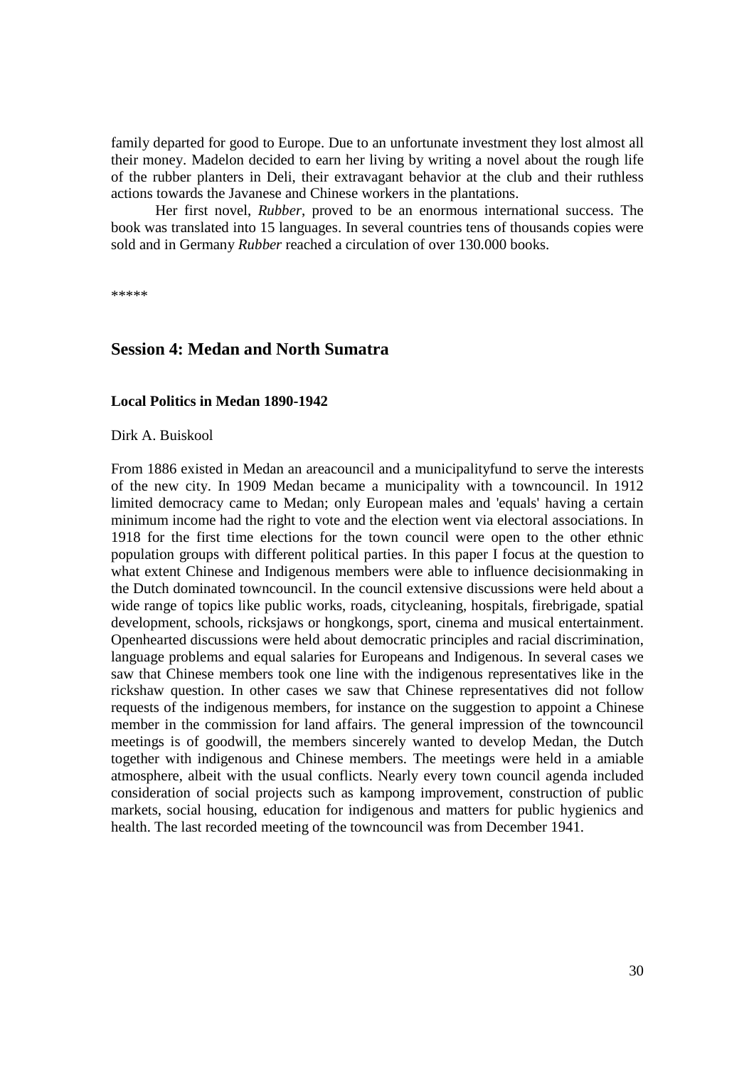family departed for good to Europe. Due to an unfortunate investment they lost almost all their money. Madelon decided to earn her living by writing a novel about the rough life of the rubber planters in Deli, their extravagant behavior at the club and their ruthless actions towards the Javanese and Chinese workers in the plantations.

Her first novel, *Rubber*, proved to be an enormous international success. The book was translated into 15 languages. In several countries tens of thousands copies were sold and in Germany *Rubber* reached a circulation of over 130.000 books.

*****

## Session 4: Medan and North Sumatra

### Local Politics in Medan 1890-1942

Dirk A. Buiskool

From 1886 existed in Medan an areacouncil and a municipalityfund to serve the interests of the new city. In 1909 Medan became a municipality with a towncouncil. In 1912 limited democracy came to Medan; only European males and 'equals' having a certain minimum income had the right to vote and the election went via electoral associations. In 1918 for the first time elections for the town council were open to the other ethnic population groups with different political parties. In this paper I focus at the question to what extent Chinese and Indigenous members were able to influence decisionmaking in the Dutch dominated towncouncil. In the council extensive discussions were held about a wide range of topics like public works, roads, citycleaning, hospitals, firebrigade, spatial development, schools, ricksjaws or hongkongs, sport, cinema and musical entertainment. Openhearted discussions were held about democratic principles and racial discrimination, language problems and equal salaries for Europeans and Indigenous. In several cases we saw that Chinese members took one line with the indigenous representatives like in the rickshaw question. In other cases we saw that Chinese representatives did not follow requests of the indigenous members, for instance on the suggestion to appoint a Chinese member in the commission for land affairs. The general impression of the towncouncil meetings is of goodwill, the members sincerely wanted to develop Medan, the Dutch together with indigenous and Chinese members. The meetings were held in a amiable atmosphere, albeit with the usual conflicts. Nearly every town council agenda included consideration of social projects such as kampong improvement, construction of public markets, social housing, education for indigenous and matters for public hygienics and health. The last recorded meeting of the towncouncil was from December 1941.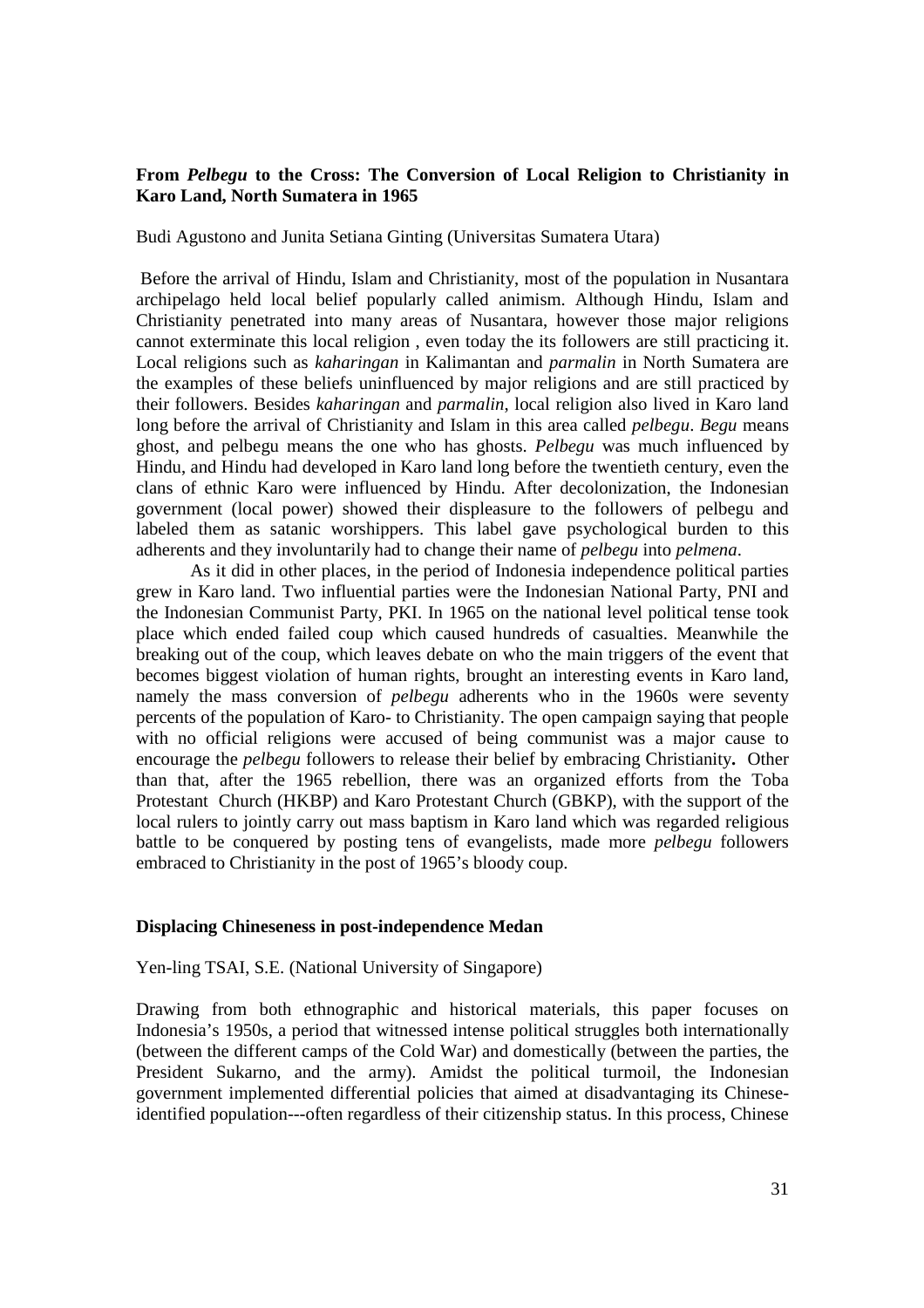### From *Pelbegu* to the Cross: The Conversion of Local Religion to Christianity in Karo Land, North Sumatera in 1965

Budi Agustono and Junita Setiana Ginting (Universitas Sumatera Utara)

Before the arrival of Hindu, Islam and Christianity, most of the population in Nusantara archipelago held local belief popularly called animism. Although Hindu, Islam and Christianity penetrated into many areas of Nusantara, however those major religions cannot exterminate this local religion , even today the its followers are still practicing it. Local religions such as *kaharingan* in Kalimantan and *parmalin* in North Sumatera are the examples of these beliefs uninfluenced by major religions and are still practiced by their followers. Besides *kaharingan* and *parmalin*, local religion also lived in Karo land long before the arrival of Christianity and Islam in this area called *pelbegu*. *Begu* means ghost, and pelbegu means the one who has ghosts. *Pelbegu* was much influenced by Hindu, and Hindu had developed in Karo land long before the twentieth century, even the clans of ethnic Karo were influenced by Hindu. After decolonization, the Indonesian government (local power) showed their displeasure to the followers of pelbegu and labeled them as satanic worshippers. This label gave psychological burden to this adherents and they involuntarily had to change their name of *pelbegu* into *pelmena*.

As it did in other places, in the period of Indonesia independence political parties grew in Karo land. Two influential parties were the Indonesian National Party, PNI and the Indonesian Communist Party, PKI. In 1965 on the national level political tense took place which ended failed coup which caused hundreds of casualties. Meanwhile the breaking out of the coup, which leaves debate on who the main triggers of the event that becomes biggest violation of human rights, brought an interesting events in Karo land, namely the mass conversion of *pelbegu* adherents who in the 1960s were seventy percents of the population of Karo- to Christianity. The open campaign saying that people with no official religions were accused of being communist was a major cause to encourage the *pelbegu* followers to release their belief by embracing Christianity**.** Other than that, after the 1965 rebellion, there was an organized efforts from the Toba Protestant Church (HKBP) and Karo Protestant Church (GBKP), with the support of the local rulers to jointly carry out mass baptism in Karo land which was regarded religious battle to be conquered by posting tens of evangelists, made more *pelbegu* followers embraced to Christianity in the post of 1965's bloody coup.

### Displacing Chineseness in post-independence Medan

Yen-ling TSAI, S.E. (National University of Singapore)

Drawing from both ethnographic and historical materials, this paper focuses on Indonesia's 1950s, a period that witnessed intense political struggles both internationally (between the different camps of the Cold War) and domestically (between the parties, the President Sukarno, and the army). Amidst the political turmoil, the Indonesian government implemented differential policies that aimed at disadvantaging its Chinese-identified population---often regardless of their citizenship status. In this process, Chinese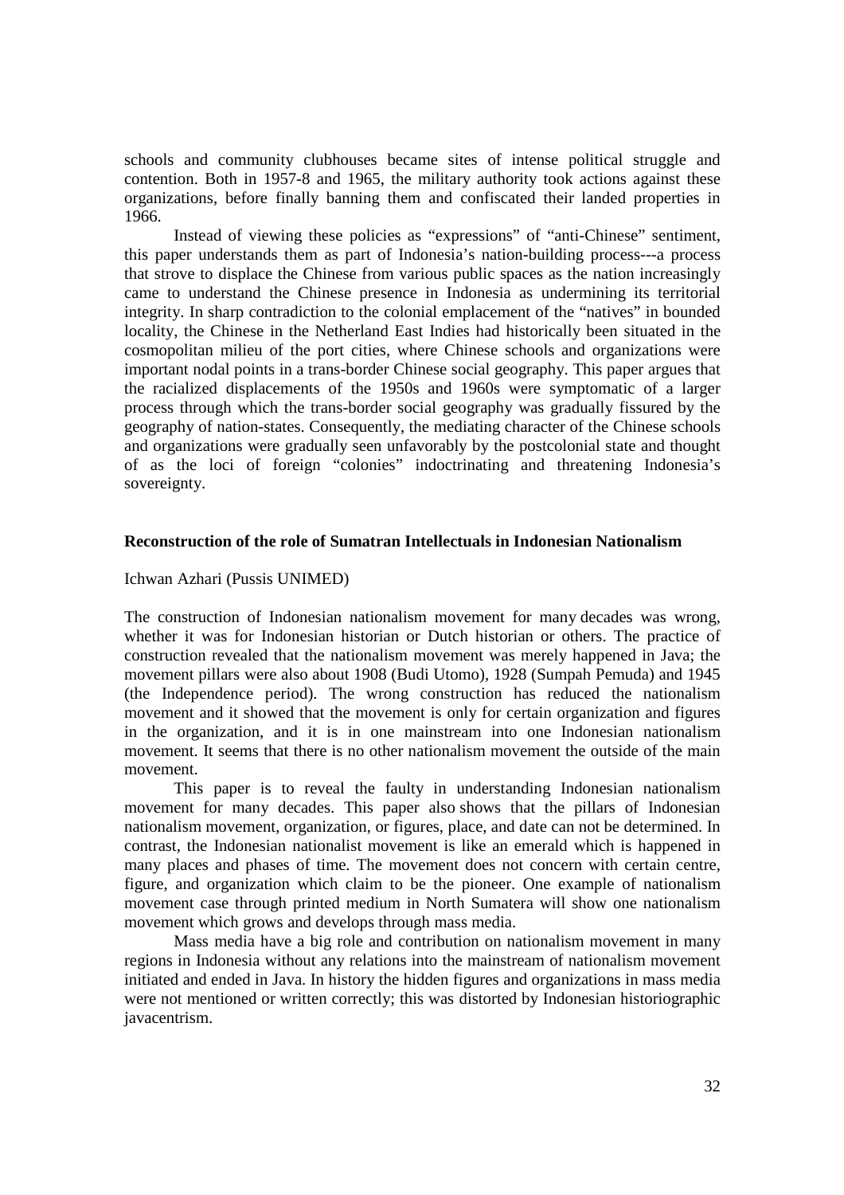schools and community clubhouses became sites of intense political struggle and contention. Both in 1957-8 and 1965, the military authority took actions against these organizations, before finally banning them and confiscated their landed properties in 1966.

Instead of viewing these policies as "expressions" of "anti-Chinese" sentiment, this paper understands them as part of Indonesia's nation-building process---a process that strove to displace the Chinese from various public spaces as the nation increasingly came to understand the Chinese presence in Indonesia as undermining its territorial integrity. In sharp contradiction to the colonial emplacement of the "natives" in bounded locality, the Chinese in the Netherland East Indies had historically been situated in the cosmopolitan milieu of the port cities, where Chinese schools and organizations were important nodal points in a trans-border Chinese social geography. This paper argues that the racialized displacements of the 1950s and 1960s were symptomatic of a larger process through which the trans-border social geography was gradually fissured by the geography of nation-states. Consequently, the mediating character of the Chinese schools and organizations were gradually seen unfavorably by the postcolonial state and thought of as the loci of foreign "colonies" indoctrinating and threatening Indonesia's sovereignty.

### Reconstruction of the role of Sumatran Intellectuals in Indonesian Nationalism

Ichwan Azhari (Pussis UNIMED)

The construction of Indonesian nationalism movement for many decades was wrong, whether it was for Indonesian historian or Dutch historian or others. The practice of construction revealed that the nationalism movement was merely happened in Java; the movement pillars were also about 1908 (Budi Utomo), 1928 (Sumpah Pemuda) and 1945 (the Independence period). The wrong construction has reduced the nationalism movement and it showed that the movement is only for certain organization and figures in the organization, and it is in one mainstream into one Indonesian nationalism movement. It seems that there is no other nationalism movement the outside of the main movement.

This paper is to reveal the faulty in understanding Indonesian nationalism movement for many decades. This paper also shows that the pillars of Indonesian nationalism movement, organization, or figures, place, and date can not be determined. In contrast, the Indonesian nationalist movement is like an emerald which is happened in many places and phases of time. The movement does not concern with certain centre, figure, and organization which claim to be the pioneer. One example of nationalism movement case through printed medium in North Sumatera will show one nationalism movement which grows and develops through mass media.

Mass media have a big role and contribution on nationalism movement in many regions in Indonesia without any relations into the mainstream of nationalism movement initiated and ended in Java. In history the hidden figures and organizations in mass media were not mentioned or written correctly; this was distorted by Indonesian historiographic javacentrism.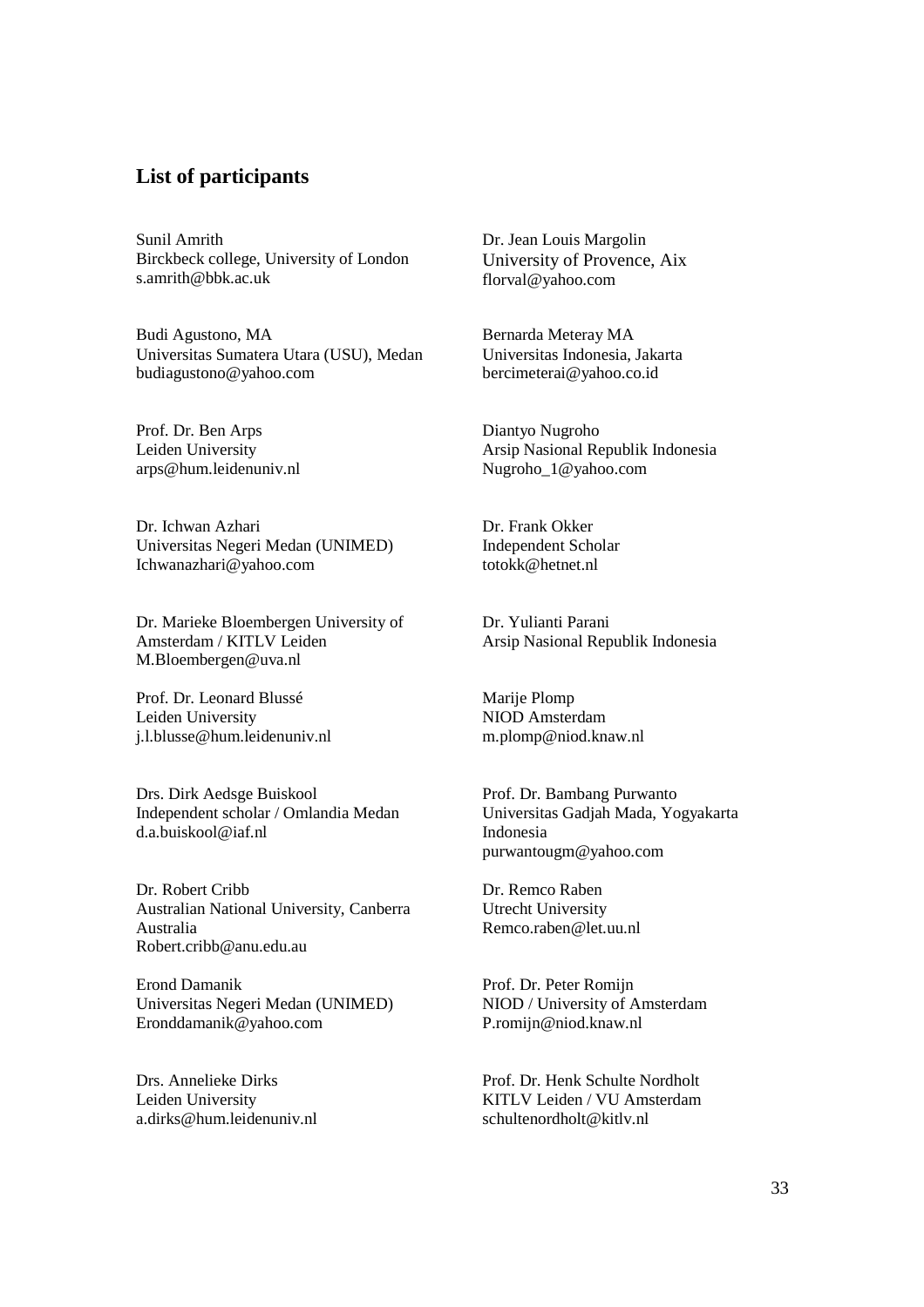## List of participants

Sunil Amrith
Birckbeck college, University of London
s.amrith@bbk.ac.uk

Budi Agustono, MA
Universitas Sumatera Utara (USU), Medan
budiagustono@yahoo.com

Prof. Dr. Ben Arps
Leiden University
arps@hum.leidenuniv.nl

Dr. Ichwan Azhari
Universitas Negeri Medan (UNIMED)
Ichwanazhari@yahoo.com

Dr. Marieke Bloembergen University of Amsterdam / KITLV Leiden
M.Bloembergen@uva.nl

Prof. Dr. Leonard Blussé
Leiden University
j.l.blusse@hum.leidenuniv.nl

Drs. Dirk Aedsge Buiskool
Independent scholar / Omlandia Medan
d.a.buiskool@iaf.nl

Dr. Robert Cribb
Australian National University, Canberra
Australia
Robert.cribb@anu.edu.au

Erond Damanik
Universitas Negeri Medan (UNIMED)
Eronddamanik@yahoo.com

Drs. Annelieke Dirks
Leiden University
a.dirks@hum.leidenuniv.nl

Dr. Jean Louis Margolin
University of Provence, Aix
florval@yahoo.com

Bernarda Meteray MA
Universitas Indonesia, Jakarta
bercimeterai@yahoo.co.id

Diantyo Nugroho
Arsip Nasional Republik Indonesia
Nugroho_1@yahoo.com

Dr. Frank Okker
Independent Scholar
totokk@hetnet.nl

Dr. Yulianti Parani
Arsip Nasional Republik Indonesia

Marije Plomp
NIOD Amsterdam
m.plomp@niod.knaw.nl

Prof. Dr. Bambang Purwanto
Universitas Gadjah Mada, Yogyakarta
Indonesia
purwantougm@yahoo.com

Dr. Remco Raben
Utrecht University
Remco.raben@let.uu.nl

Prof. Dr. Peter Romijn
NIOD / University of Amsterdam
P.romijn@niod.knaw.nl

Prof. Dr. Henk Schulte Nordholt
KITLV Leiden / VU Amsterdam
schultenordholt@kitlv.nl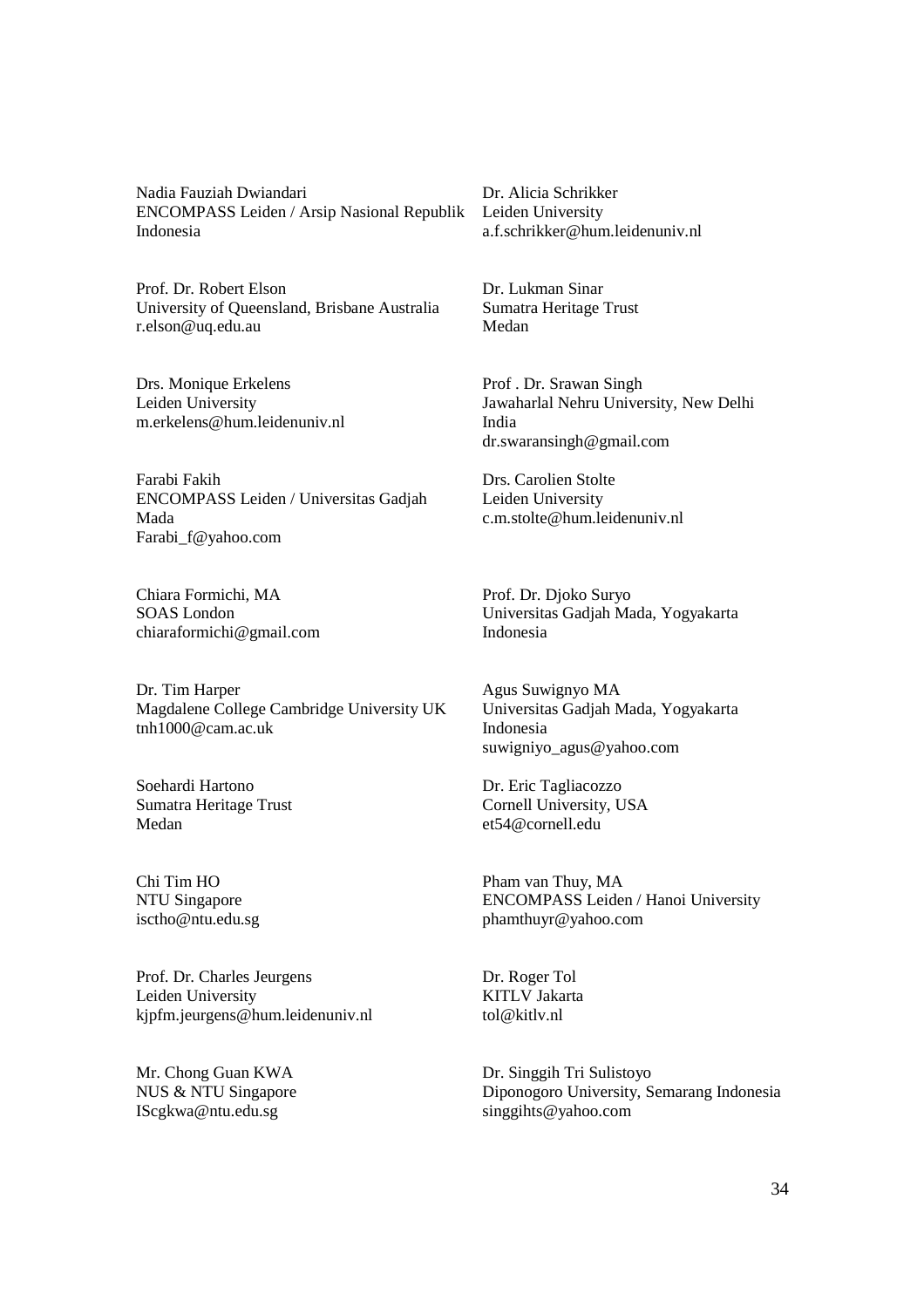Nadia Fauziah Dwiandari
ENCOMPASS Leiden / Arsip Nasional Republik Indonesia

Prof. Dr. Robert Elson
University of Queensland, Brisbane Australia
r.elson@uq.edu.au

Drs. Monique Erkelens
Leiden University
m.erkelens@hum.leidenuniv.nl

Farabi Fakih
ENCOMPASS Leiden / Universitas Gadjah Mada
Farabi_f@yahoo.com

Chiara Formichi, MA
SOAS London
chiaraformichi@gmail.com

Dr. Tim Harper
Magdalene College Cambridge University UK
tnh1000@cam.ac.uk

Soehardi Hartono
Sumatra Heritage Trust
Medan

Chi Tim HO
NTU Singapore
isctho@ntu.edu.sg

Prof. Dr. Charles Jeurgens
Leiden University
kjpfm.jeurgens@hum.leidenuniv.nl

Mr. Chong Guan KWA
NUS & NTU Singapore
IScgkwa@ntu.edu.sg

Dr. Alicia Schrikker
Leiden University
a.f.schrikker@hum.leidenuniv.nl

Dr. Lukman Sinar
Sumatra Heritage Trust
Medan

Prof . Dr. Srawan Singh
Jawaharlal Nehru University, New Delhi India
dr.swaransingh@gmail.com

Drs. Carolien Stolte
Leiden University
c.m.stolte@hum.leidenuniv.nl

Prof. Dr. Djoko Suryo
Universitas Gadjah Mada, Yogyakarta Indonesia

Agus Suwignyo MA
Universitas Gadjah Mada, Yogyakarta Indonesia
suwigniyo_agus@yahoo.com

Dr. Eric Tagliacozzo
Cornell University, USA
et54@cornell.edu

Pham van Thuy, MA
ENCOMPASS Leiden / Hanoi University
phamthuyr@yahoo.com

Dr. Roger Tol
KITLV Jakarta
tol@kitlv.nl

Dr. Singgih Tri Sulistoyo
Diponogoro University, Semarang Indonesia
singgihts@yahoo.com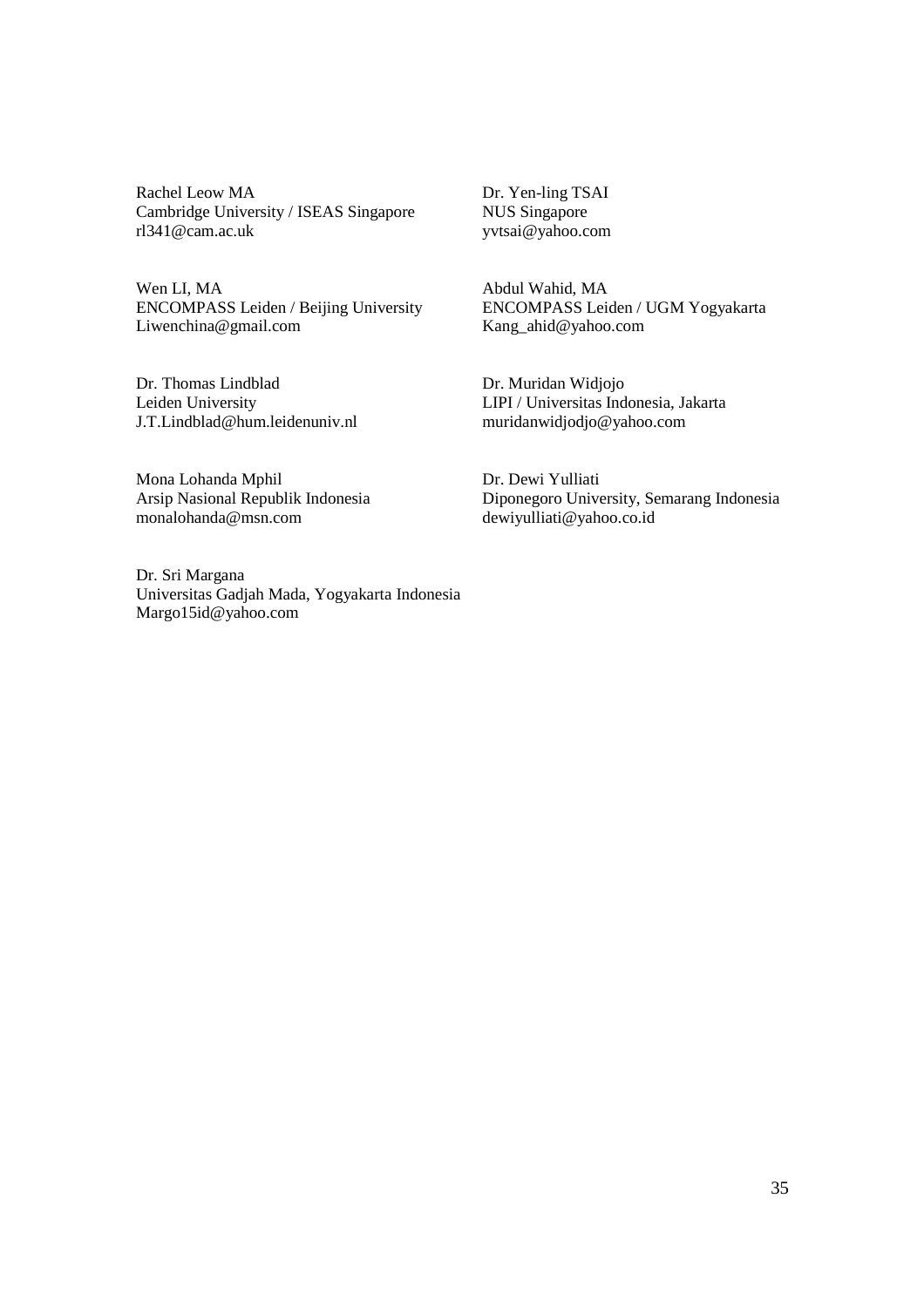Rachel Leow MA
Cambridge University / ISEAS Singapore
rl341@cam.ac.uk

Dr. Yen-ling TSAI
NUS Singapore
yvtsai@yahoo.com

Wen LI, MA
ENCOMPASS Leiden / Beijing University
Liwenchina@gmail.com

Abdul Wahid, MA
ENCOMPASS Leiden / UGM Yogyakarta
Kang_ahid@yahoo.com

Dr. Thomas Lindblad
Leiden University
J.T.Lindblad@hum.leidenuniv.nl

Dr. Muridan Widjojo
LIPI / Universitas Indonesia, Jakarta
muridanwidjodjo@yahoo.com

Mona Lohanda Mphil
Arsip Nasional Republik Indonesia
monalohanda@msn.com

Dr. Dewi Yulliati
Diponegoro University, Semarang Indonesia
dewiyulliati@yahoo.co.id

Dr. Sri Margana
Universitas Gadjah Mada, Yogyakarta Indonesia
Margo15id@yahoo.com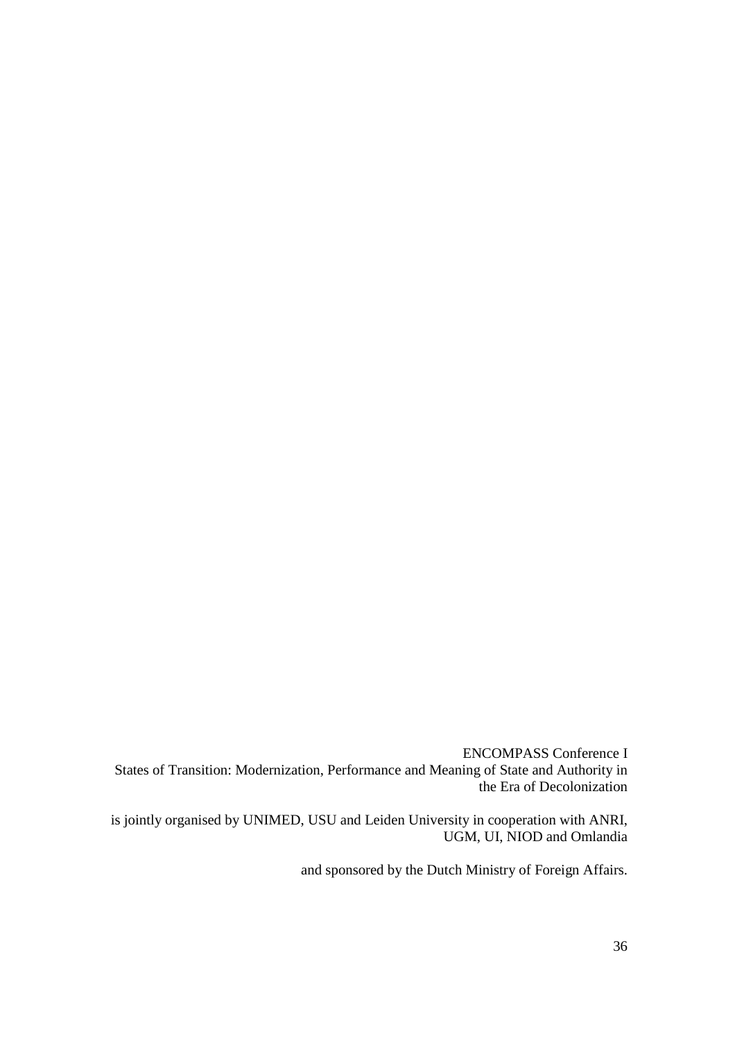ENCOMPASS Conference I
States of Transition: Modernization, Performance and Meaning of State and Authority in the Era of Decolonization

is jointly organised by UNIMED, USU and Leiden University in cooperation with ANRI, UGM, UI, NIOD and Omlandia

and sponsored by the Dutch Ministry of Foreign Affairs.